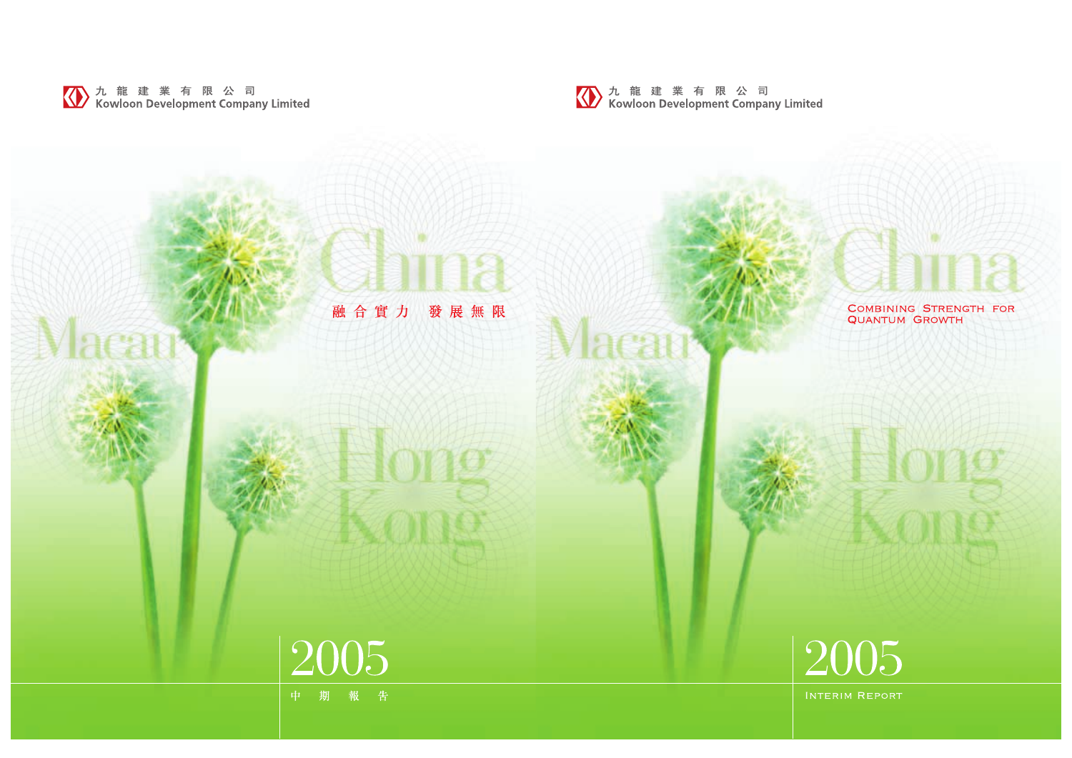九 龍 建 業 有 限 公 司
Kowloon Development Company Limited

China

Macau

融 合 實 力 發 展 無 限

Hong Kong

# 2005

中 期 報 告

九 龍 建 業 有 限 公 司
Kowloon Development Company Limited

China

Macau

COMBINING STRENGTH FOR QUANTUM GROWTH

Hong Kong

# 2005

INTERIM REPORT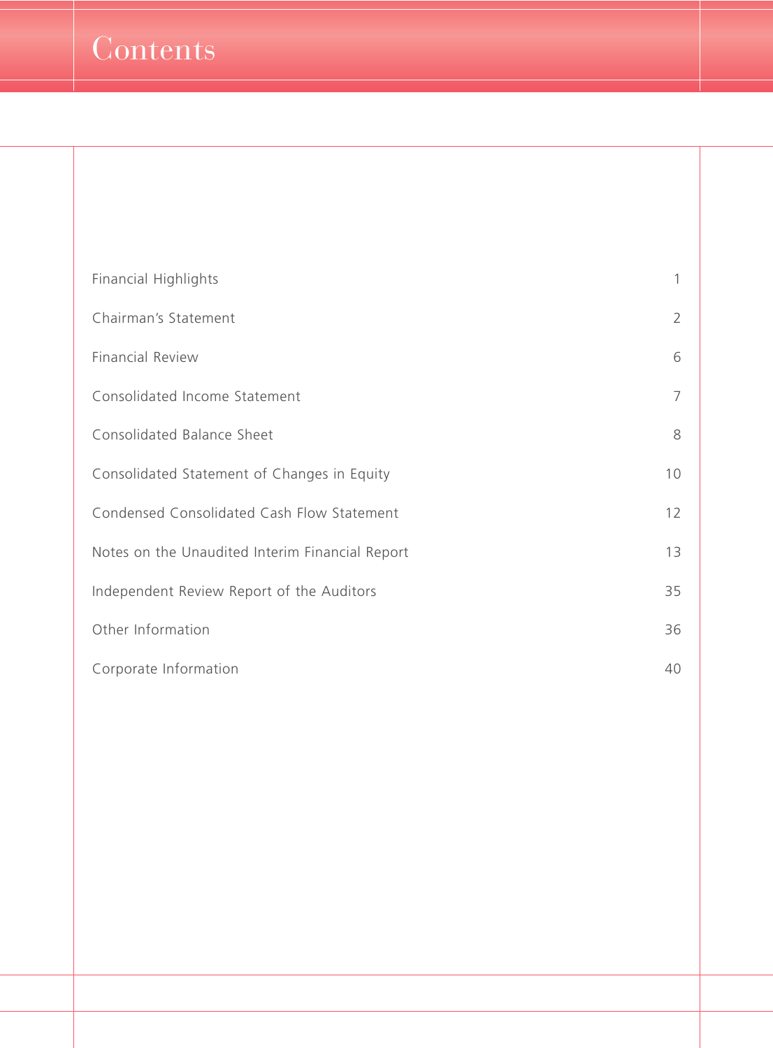# Contents

| | |
|---|---|
| Financial Highlights | 1 |
| Chairman's Statement | 2 |
| Financial Review | 6 |
| Consolidated Income Statement | 7 |
| Consolidated Balance Sheet | 8 |
| Consolidated Statement of Changes in Equity | 10 |
| Condensed Consolidated Cash Flow Statement | 12 |
| Notes on the Unaudited Interim Financial Report | 13 |
| Independent Review Report of the Auditors | 35 |
| Other Information | 36 |
| Corporate Information | 40 |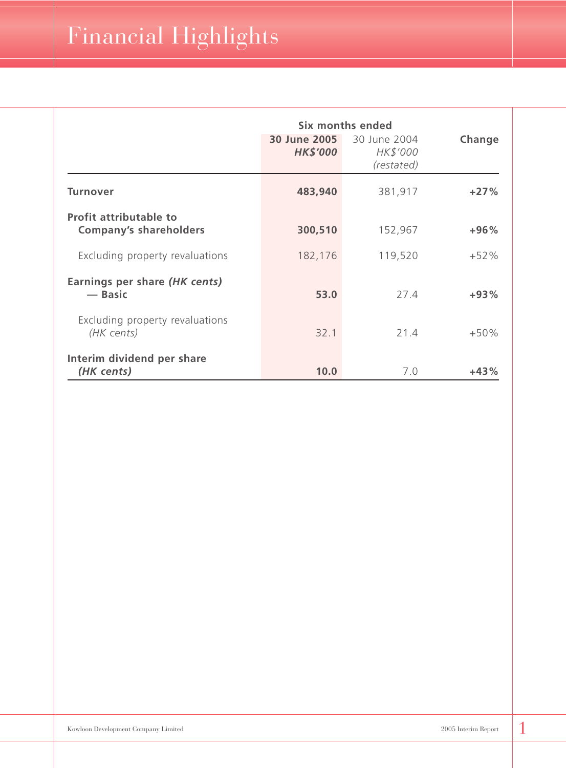# Financial Highlights

| | Six months ended | | |
|---|---|---|---|
| | **30 June 2005** ***HK$'000*** | 30 June 2004 *HK$'000* *(restated)* | **Change** |
| **Turnover** | **483,940** | 381,917 | **+27%** |
| **Profit attributable to Company's shareholders** | **300,510** | 152,967 | **+96%** |
| Excluding property revaluations | 182,176 | 119,520 | +52% |
| **Earnings per share *(HK cents)* — Basic** | **53.0** | 27.4 | **+93%** |
| Excluding property revaluations *(HK cents)* | 32.1 | 21.4 | +50% |
| **Interim dividend per share *(HK cents)*** | **10.0** | 7.0 | **+43%** |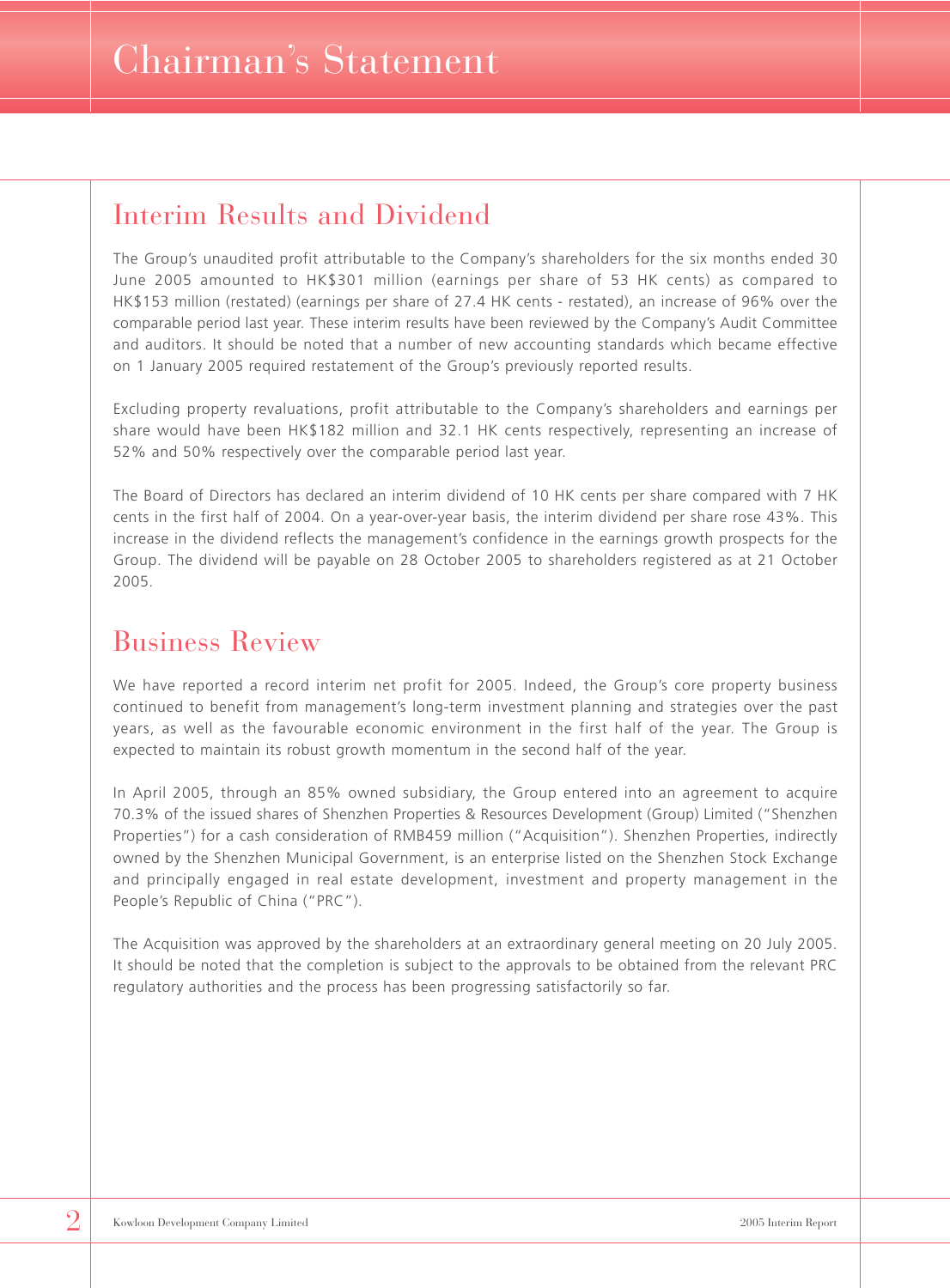# Chairman's Statement

## Interim Results and Dividend

The Group's unaudited profit attributable to the Company's shareholders for the six months ended 30 June 2005 amounted to HK$301 million (earnings per share of 53 HK cents) as compared to HK$153 million (restated) (earnings per share of 27.4 HK cents - restated), an increase of 96% over the comparable period last year. These interim results have been reviewed by the Company's Audit Committee and auditors. It should be noted that a number of new accounting standards which became effective on 1 January 2005 required restatement of the Group's previously reported results.

Excluding property revaluations, profit attributable to the Company's shareholders and earnings per share would have been HK$182 million and 32.1 HK cents respectively, representing an increase of 52% and 50% respectively over the comparable period last year.

The Board of Directors has declared an interim dividend of 10 HK cents per share compared with 7 HK cents in the first half of 2004. On a year-over-year basis, the interim dividend per share rose 43%. This increase in the dividend reflects the management's confidence in the earnings growth prospects for the Group. The dividend will be payable on 28 October 2005 to shareholders registered as at 21 October 2005.

## Business Review

We have reported a record interim net profit for 2005. Indeed, the Group's core property business continued to benefit from management's long-term investment planning and strategies over the past years, as well as the favourable economic environment in the first half of the year. The Group is expected to maintain its robust growth momentum in the second half of the year.

In April 2005, through an 85% owned subsidiary, the Group entered into an agreement to acquire 70.3% of the issued shares of Shenzhen Properties & Resources Development (Group) Limited ("Shenzhen Properties") for a cash consideration of RMB459 million ("Acquisition"). Shenzhen Properties, indirectly owned by the Shenzhen Municipal Government, is an enterprise listed on the Shenzhen Stock Exchange and principally engaged in real estate development, investment and property management in the People's Republic of China ("PRC").

The Acquisition was approved by the shareholders at an extraordinary general meeting on 20 July 2005. It should be noted that the completion is subject to the approvals to be obtained from the relevant PRC regulatory authorities and the process has been progressing satisfactorily so far.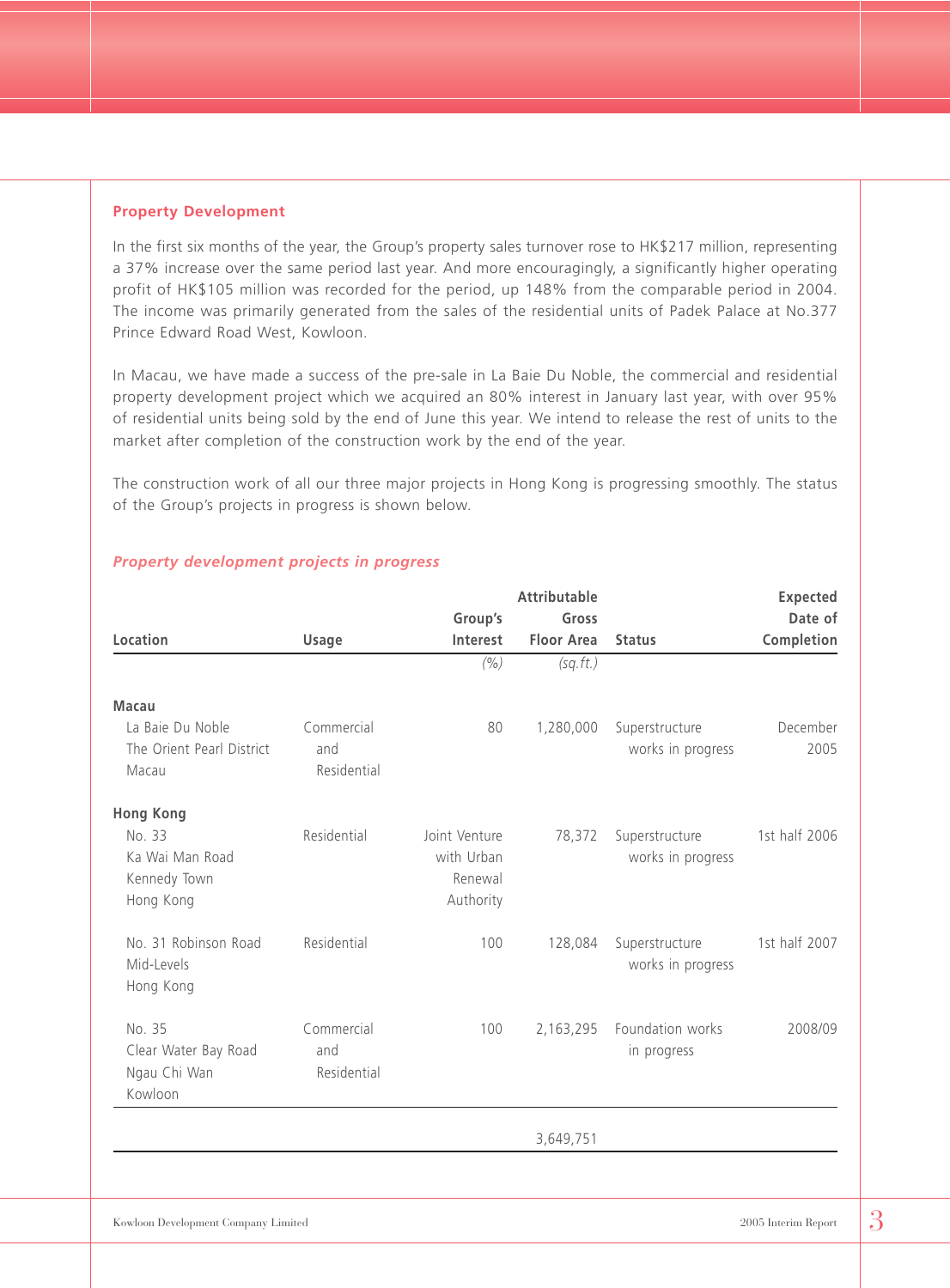### Property Development

In the first six months of the year, the Group's property sales turnover rose to HK$217 million, representing a 37% increase over the same period last year. And more encouragingly, a significantly higher operating profit of HK$105 million was recorded for the period, up 148% from the comparable period in 2004. The income was primarily generated from the sales of the residential units of Padek Palace at No.377 Prince Edward Road West, Kowloon.

In Macau, we have made a success of the pre-sale in La Baie Du Noble, the commercial and residential property development project which we acquired an 80% interest in January last year, with over 95% of residential units being sold by the end of June this year. We intend to release the rest of units to the market after completion of the construction work by the end of the year.

The construction work of all our three major projects in Hong Kong is progressing smoothly. The status of the Group's projects in progress is shown below.

***Property development projects in progress***

| Location | Usage | Group's Interest | Attributable Gross Floor Area | Status | Expected Date of Completion |
|---|---|---|---|---|---|
| | | *(%)* | *(sq.ft.)* | | |
| **Macau** | | | | | |
| La Baie Du Noble The Orient Pearl District Macau | Commercial and Residential | 80 | 1,280,000 | Superstructure works in progress | December 2005 |
| **Hong Kong** | | | | | |
| No. 33 Ka Wai Man Road Kennedy Town Hong Kong | Residential | Joint Venture with Urban Renewal Authority | 78,372 | Superstructure works in progress | 1st half 2006 |
| No. 31 Robinson Road Mid-Levels Hong Kong | Residential | 100 | 128,084 | Superstructure works in progress | 1st half 2007 |
| No. 35 Clear Water Bay Road Ngau Chi Wan Kowloon | Commercial and Residential | 100 | 2,163,295 | Foundation works in progress | 2008/09 |
| | | | 3,649,751 | | |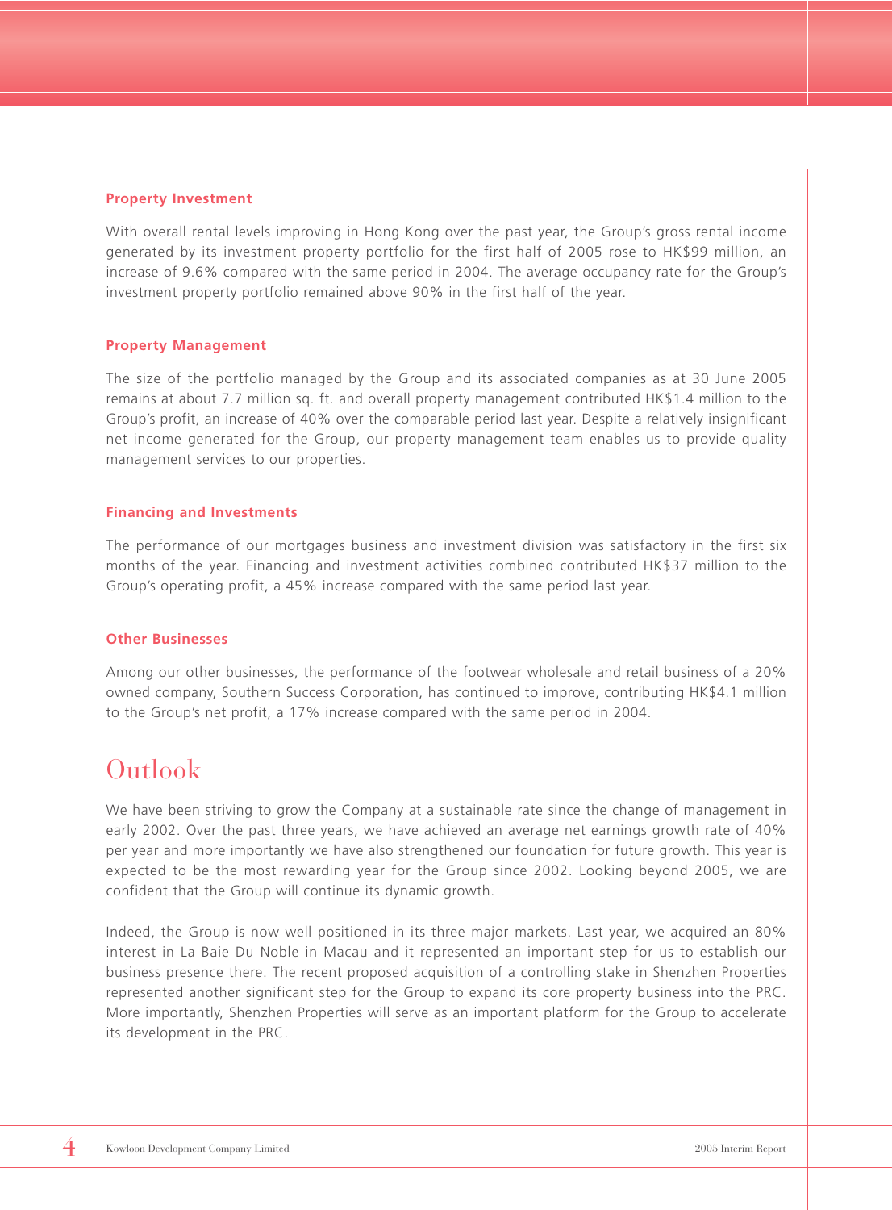### Property Investment

With overall rental levels improving in Hong Kong over the past year, the Group's gross rental income generated by its investment property portfolio for the first half of 2005 rose to HK$99 million, an increase of 9.6% compared with the same period in 2004. The average occupancy rate for the Group's investment property portfolio remained above 90% in the first half of the year.

### Property Management

The size of the portfolio managed by the Group and its associated companies as at 30 June 2005 remains at about 7.7 million sq. ft. and overall property management contributed HK$1.4 million to the Group's profit, an increase of 40% over the comparable period last year. Despite a relatively insignificant net income generated for the Group, our property management team enables us to provide quality management services to our properties.

### Financing and Investments

The performance of our mortgages business and investment division was satisfactory in the first six months of the year. Financing and investment activities combined contributed HK$37 million to the Group's operating profit, a 45% increase compared with the same period last year.

### Other Businesses

Among our other businesses, the performance of the footwear wholesale and retail business of a 20% owned company, Southern Success Corporation, has continued to improve, contributing HK$4.1 million to the Group's net profit, a 17% increase compared with the same period in 2004.

## Outlook

We have been striving to grow the Company at a sustainable rate since the change of management in early 2002. Over the past three years, we have achieved an average net earnings growth rate of 40% per year and more importantly we have also strengthened our foundation for future growth. This year is expected to be the most rewarding year for the Group since 2002. Looking beyond 2005, we are confident that the Group will continue its dynamic growth.

Indeed, the Group is now well positioned in its three major markets. Last year, we acquired an 80% interest in La Baie Du Noble in Macau and it represented an important step for us to establish our business presence there. The recent proposed acquisition of a controlling stake in Shenzhen Properties represented another significant step for the Group to expand its core property business into the PRC. More importantly, Shenzhen Properties will serve as an important platform for the Group to accelerate its development in the PRC.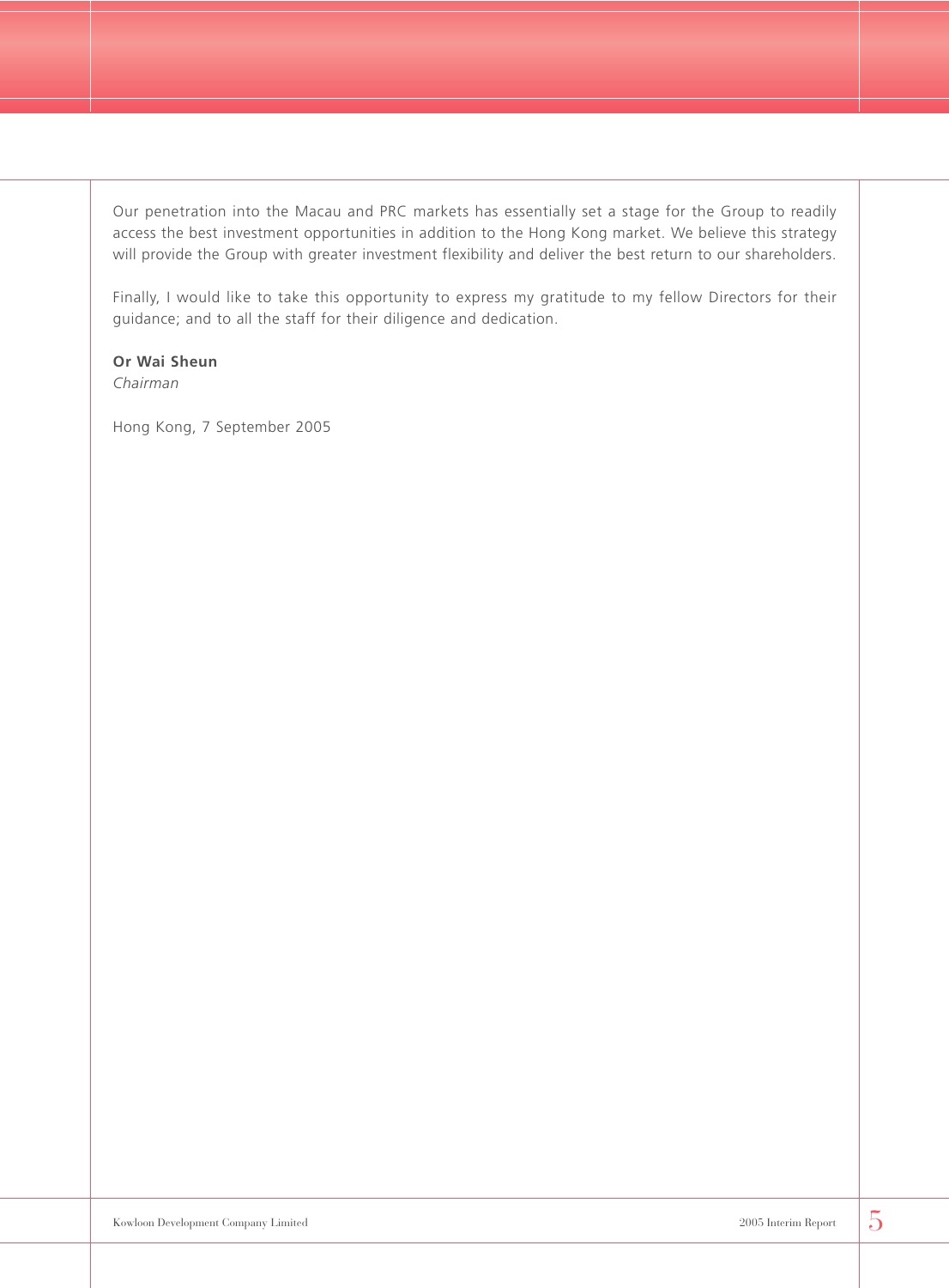Our penetration into the Macau and PRC markets has essentially set a stage for the Group to readily access the best investment opportunities in addition to the Hong Kong market. We believe this strategy will provide the Group with greater investment flexibility and deliver the best return to our shareholders.

Finally, I would like to take this opportunity to express my gratitude to my fellow Directors for their guidance; and to all the staff for their diligence and dedication.

**Or Wai Sheun**
*Chairman*

Hong Kong, 7 September 2005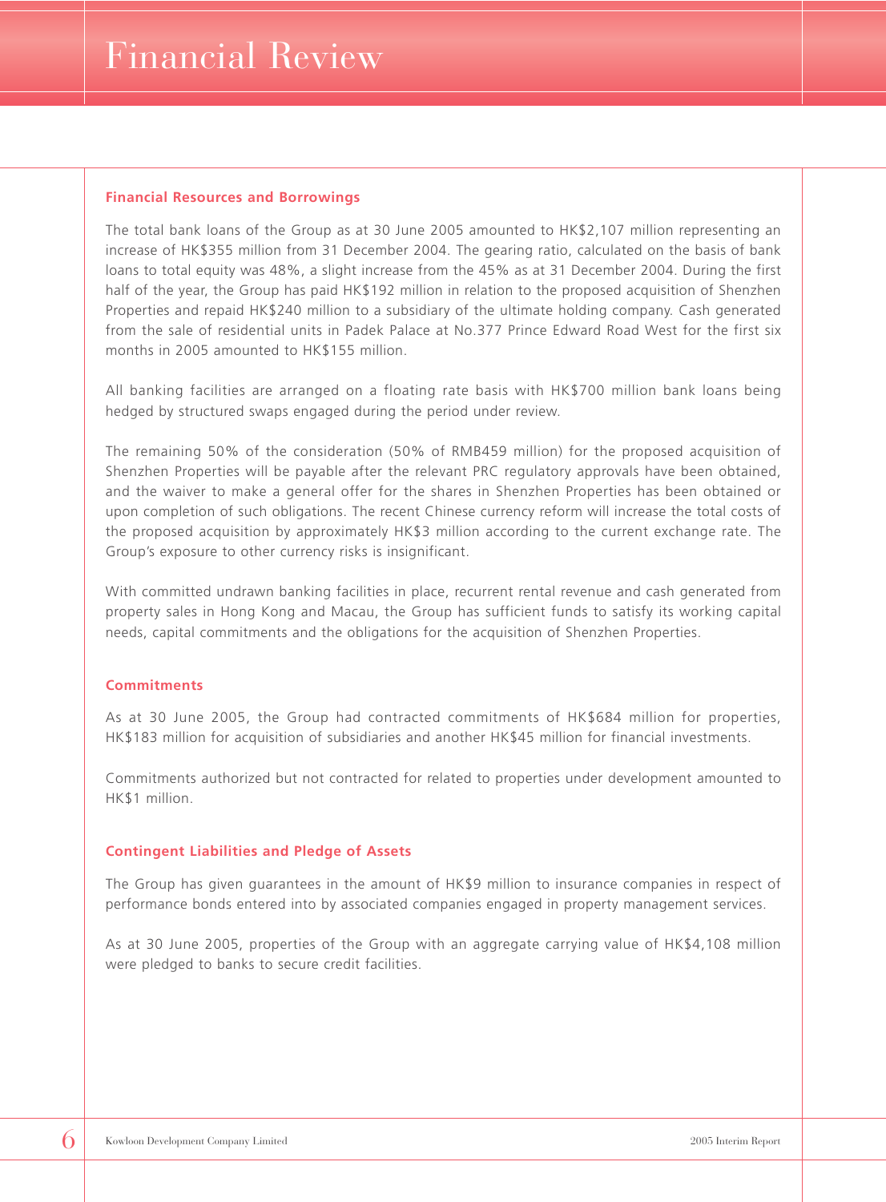# Financial Review

### Financial Resources and Borrowings

The total bank loans of the Group as at 30 June 2005 amounted to HK$2,107 million representing an increase of HK$355 million from 31 December 2004. The gearing ratio, calculated on the basis of bank loans to total equity was 48%, a slight increase from the 45% as at 31 December 2004. During the first half of the year, the Group has paid HK$192 million in relation to the proposed acquisition of Shenzhen Properties and repaid HK$240 million to a subsidiary of the ultimate holding company. Cash generated from the sale of residential units in Padek Palace at No.377 Prince Edward Road West for the first six months in 2005 amounted to HK$155 million.

All banking facilities are arranged on a floating rate basis with HK$700 million bank loans being hedged by structured swaps engaged during the period under review.

The remaining 50% of the consideration (50% of RMB459 million) for the proposed acquisition of Shenzhen Properties will be payable after the relevant PRC regulatory approvals have been obtained, and the waiver to make a general offer for the shares in Shenzhen Properties has been obtained or upon completion of such obligations. The recent Chinese currency reform will increase the total costs of the proposed acquisition by approximately HK$3 million according to the current exchange rate. The Group's exposure to other currency risks is insignificant.

With committed undrawn banking facilities in place, recurrent rental revenue and cash generated from property sales in Hong Kong and Macau, the Group has sufficient funds to satisfy its working capital needs, capital commitments and the obligations for the acquisition of Shenzhen Properties.

### Commitments

As at 30 June 2005, the Group had contracted commitments of HK$684 million for properties, HK$183 million for acquisition of subsidiaries and another HK$45 million for financial investments.

Commitments authorized but not contracted for related to properties under development amounted to HK$1 million.

### Contingent Liabilities and Pledge of Assets

The Group has given guarantees in the amount of HK$9 million to insurance companies in respect of performance bonds entered into by associated companies engaged in property management services.

As at 30 June 2005, properties of the Group with an aggregate carrying value of HK$4,108 million were pledged to banks to secure credit facilities.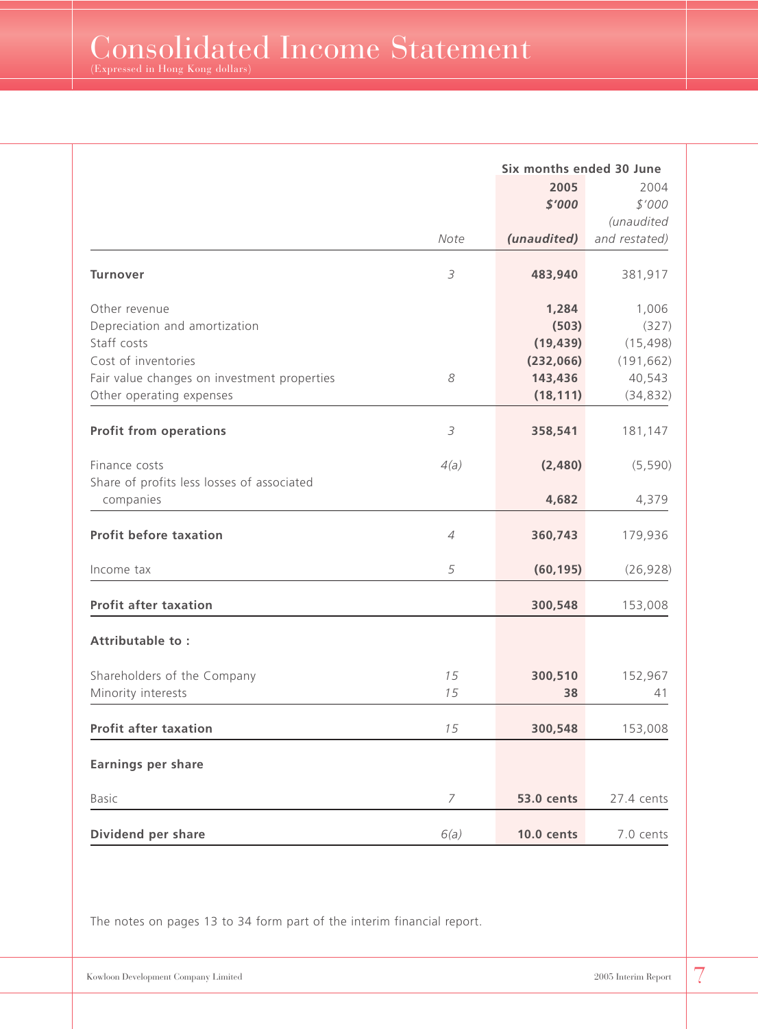# Consolidated Income Statement

(Expressed in Hong Kong dollars)

| | Note | Six months ended 30 June 2005 $'000 (unaudited) | 2004 $'000 (unaudited and restated) |
|---|---|---|---|
| **Turnover** | 3 | **483,940** | 381,917 |
| Other revenue | | **1,284** | 1,006 |
| Depreciation and amortization | | **(503)** | (327) |
| Staff costs | | **(19,439)** | (15,498) |
| Cost of inventories | | **(232,066)** | (191,662) |
| Fair value changes on investment properties | 8 | **143,436** | 40,543 |
| Other operating expenses | | **(18,111)** | (34,832) |
| **Profit from operations** | 3 | **358,541** | 181,147 |
| Finance costs | 4(a) | **(2,480)** | (5,590) |
| Share of profits less losses of associated companies | | **4,682** | 4,379 |
| **Profit before taxation** | 4 | **360,743** | 179,936 |
| Income tax | 5 | **(60,195)** | (26,928) |
| **Profit after taxation** | | **300,548** | 153,008 |
| **Attributable to :** | | | |
| Shareholders of the Company | 15 | **300,510** | 152,967 |
| Minority interests | 15 | **38** | 41 |
| **Profit after taxation** | 15 | **300,548** | 153,008 |
| **Earnings per share** | | | |
| Basic | 7 | **53.0 cents** | 27.4 cents |
| **Dividend per share** | 6(a) | **10.0 cents** | 7.0 cents |

The notes on pages 13 to 34 form part of the interim financial report.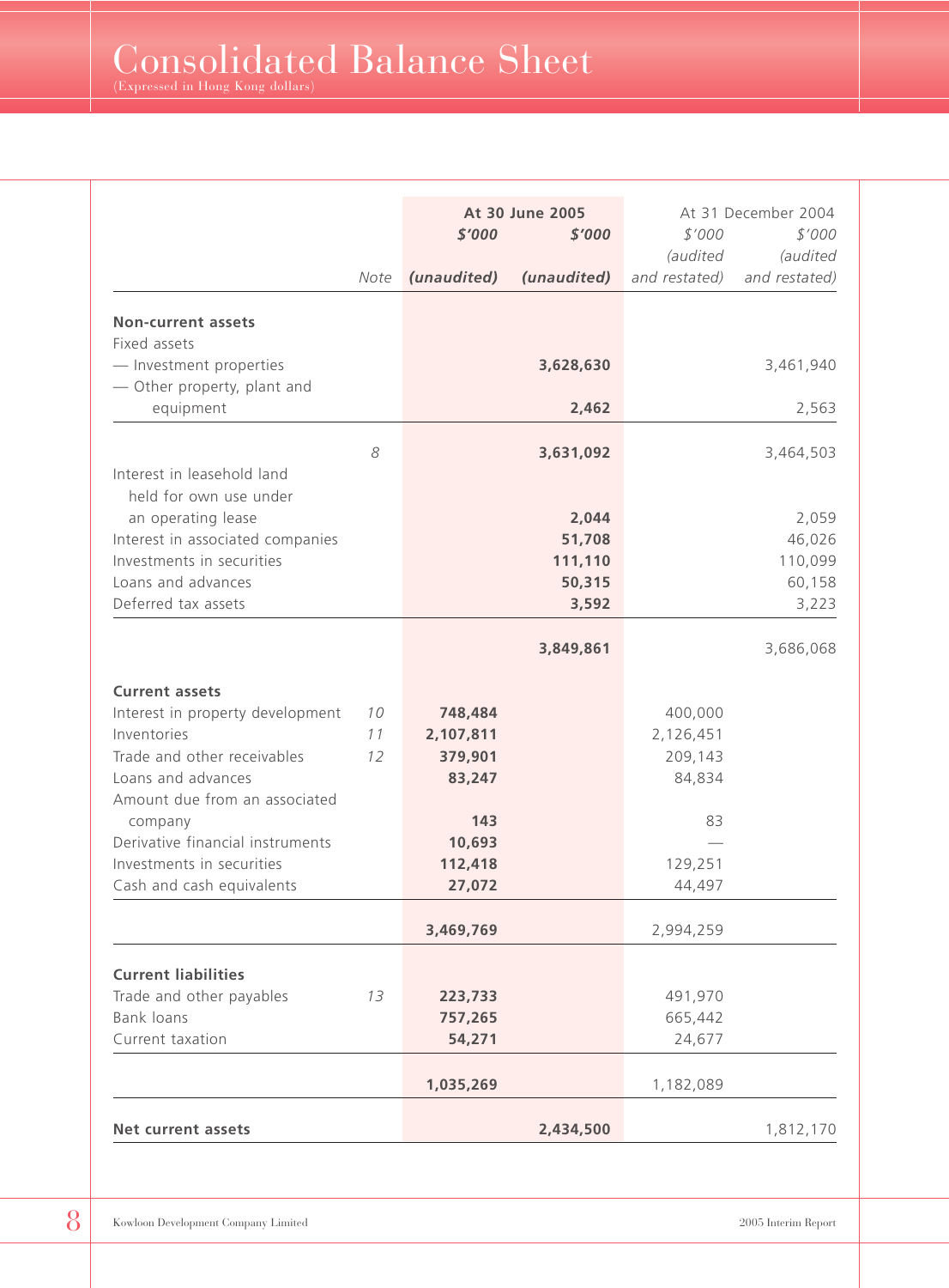# Consolidated Balance Sheet

(Expressed in Hong Kong dollars)

| | Note | At 30 June 2005 | | At 31 December 2004 | |
|---|---|---|---|---|---|
| | | $'000 | $'000 | $'000 | $'000 |
| | | **(unaudited)** | **(unaudited)** | (audited and restated) | (audited and restated) |
| **Non-current assets** | | | | | |
| Fixed assets | | | | | |
| — Investment properties | | | **3,628,630** | | 3,461,940 |
| — Other property, plant and equipment | | | **2,462** | | 2,563 |
| | 8 | | **3,631,092** | | 3,464,503 |
| Interest in leasehold land held for own use under an operating lease | | | **2,044** | | 2,059 |
| Interest in associated companies | | | **51,708** | | 46,026 |
| Investments in securities | | | **111,110** | | 110,099 |
| Loans and advances | | | **50,315** | | 60,158 |
| Deferred tax assets | | | **3,592** | | 3,223 |
| | | | **3,849,861** | | 3,686,068 |
| **Current assets** | | | | | |
| Interest in property development | 10 | **748,484** | | 400,000 | |
| Inventories | 11 | **2,107,811** | | 2,126,451 | |
| Trade and other receivables | 12 | **379,901** | | 209,143 | |
| Loans and advances | | **83,247** | | 84,834 | |
| Amount due from an associated company | | **143** | | 83 | |
| Derivative financial instruments | | **10,693** | | — | |
| Investments in securities | | **112,418** | | 129,251 | |
| Cash and cash equivalents | | **27,072** | | 44,497 | |
| | | **3,469,769** | | 2,994,259 | |
| **Current liabilities** | | | | | |
| Trade and other payables | 13 | **223,733** | | 491,970 | |
| Bank loans | | **757,265** | | 665,442 | |
| Current taxation | | **54,271** | | 24,677 | |
| | | **1,035,269** | | 1,182,089 | |
| **Net current assets** | | | **2,434,500** | | 1,812,170 |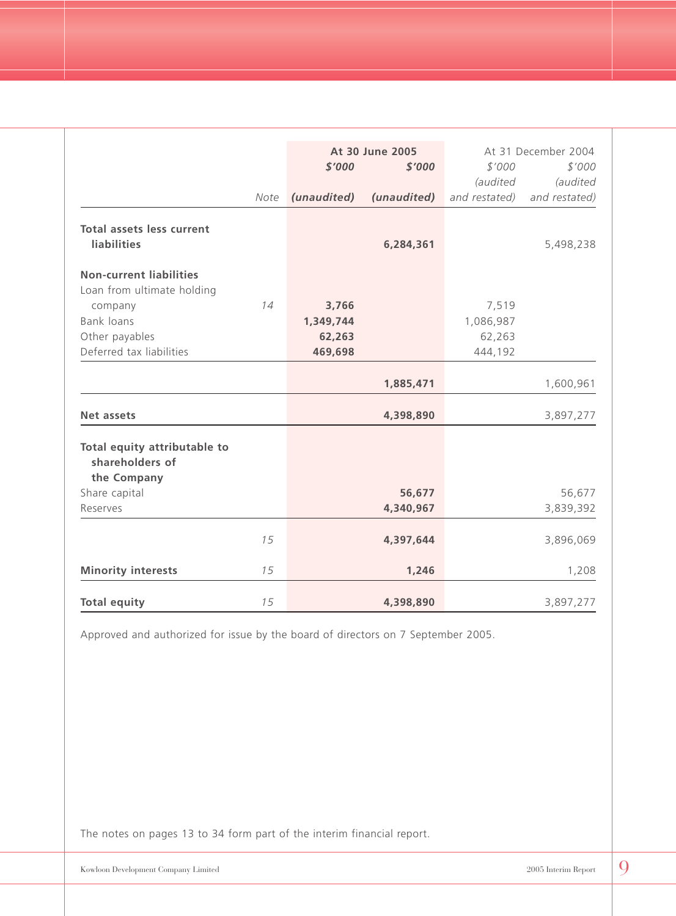| | Note | At 30 June 2005 | | At 31 December 2004 | |
|---|---|---|---|---|---|
| | | **$'000** | **$'000** | $'000 | $'000 |
| | | ***(unaudited)*** | ***(unaudited)*** | *(audited and restated)* | *(audited and restated)* |
| **Total assets less current liabilities** | | | **6,284,361** | | 5,498,238 |
| **Non-current liabilities** | | | | | |
| Loan from ultimate holding company | 14 | **3,766** | | 7,519 | |
| Bank loans | | **1,349,744** | | 1,086,987 | |
| Other payables | | **62,263** | | 62,263 | |
| Deferred tax liabilities | | **469,698** | | 444,192 | |
| | | | **1,885,471** | | 1,600,961 |
| **Net assets** | | | **4,398,890** | | 3,897,277 |
| **Total equity attributable to shareholders of the Company** | | | | | |
| Share capital | | | **56,677** | | 56,677 |
| Reserves | | | **4,340,967** | | 3,839,392 |
| | 15 | | **4,397,644** | | 3,896,069 |
| **Minority interests** | 15 | | **1,246** | | 1,208 |
| **Total equity** | 15 | | **4,398,890** | | 3,897,277 |

Approved and authorized for issue by the board of directors on 7 September 2005.

The notes on pages 13 to 34 form part of the interim financial report.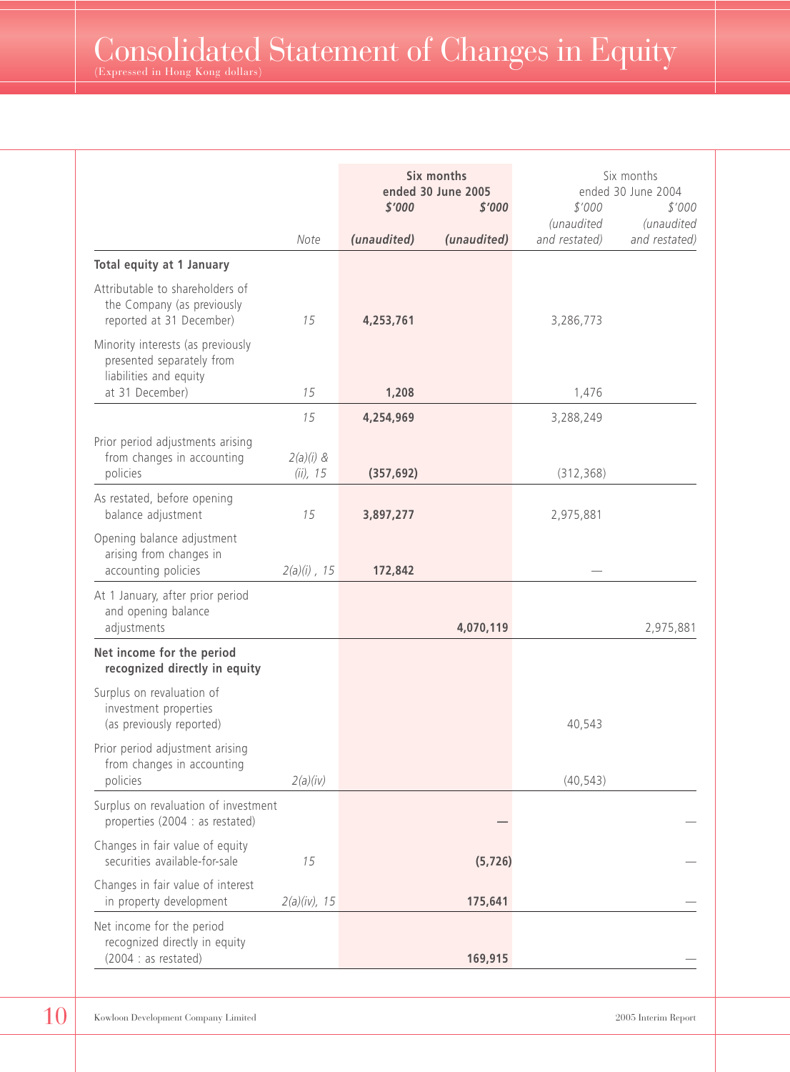# Consolidated Statement of Changes in Equity

(Expressed in Hong Kong dollars)

| | Note | Six months ended 30 June 2005 $'000 (unaudited) | $'000 (unaudited) | Six months ended 30 June 2004 $'000 (unaudited and restated) | $'000 (unaudited and restated) |
|---|---|---|---|---|---|
| **Total equity at 1 January** | | | | | |
| Attributable to shareholders of the Company (as previously reported at 31 December) | 15 | **4,253,761** | | 3,286,773 | |
| Minority interests (as previously presented separately from liabilities and equity at 31 December) | 15 | **1,208** | | 1,476 | |
| | 15 | **4,254,969** | | 3,288,249 | |
| Prior period adjustments arising from changes in accounting policies | 2(a)(i) & (ii), 15 | **(357,692)** | | (312,368) | |
| As restated, before opening balance adjustment | 15 | **3,897,277** | | 2,975,881 | |
| Opening balance adjustment arising from changes in accounting policies | 2(a)(i) , 15 | **172,842** | | — | |
| At 1 January, after prior period and opening balance adjustments | | | **4,070,119** | | 2,975,881 |
| **Net income for the period recognized directly in equity** | | | | | |
| Surplus on revaluation of investment properties (as previously reported) | | | | 40,543 | |
| Prior period adjustment arising from changes in accounting policies | 2(a)(iv) | | | (40,543) | |
| Surplus on revaluation of investment properties (2004 : as restated) | | | **—** | | — |
| Changes in fair value of equity securities available-for-sale | 15 | | **(5,726)** | | — |
| Changes in fair value of interest in property development | 2(a)(iv), 15 | | **175,641** | | — |
| Net income for the period recognized directly in equity (2004 : as restated) | | | **169,915** | | — |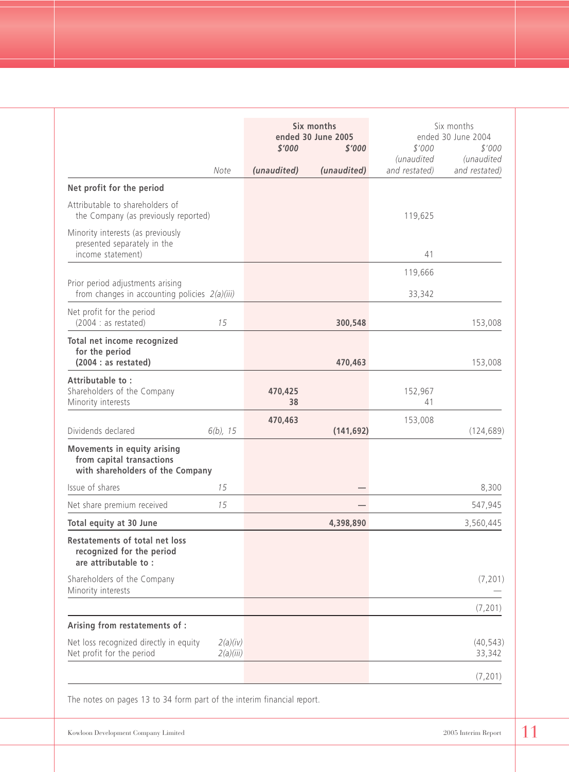| | Note | Six months ended 30 June 2005 $'000 (unaudited) | $'000 (unaudited) | Six months ended 30 June 2004 $'000 (unaudited and restated) | $'000 (unaudited and restated) |
|---|---|---|---|---|---|
| **Net profit for the period** | | | | | |
| Attributable to shareholders of the Company (as previously reported) | | | | 119,625 | |
| Minority interests (as previously presented separately in the income statement) | | | | 41 | |
| | | | | 119,666 | |
| Prior period adjustments arising from changes in accounting policies | 2(a)(iii) | | | 33,342 | |
| Net profit for the period (2004 : as restated) | 15 | | **300,548** | | 153,008 |
| **Total net income recognized for the period (2004 : as restated)** | | | **470,463** | | 153,008 |
| **Attributable to :** | | | | | |
| Shareholders of the Company | | **470,425** | | 152,967 | |
| Minority interests | | **38** | | 41 | |
| | | **470,463** | | 153,008 | |
| Dividends declared | 6(b), 15 | | **(141,692)** | | (124,689) |
| **Movements in equity arising from capital transactions with shareholders of the Company** | | | | | |
| Issue of shares | 15 | | **—** | | 8,300 |
| Net share premium received | 15 | | **—** | | 547,945 |
| **Total equity at 30 June** | | | **4,398,890** | | 3,560,445 |
| **Restatements of total net loss recognized for the period are attributable to :** | | | | | |
| Shareholders of the Company | | | | | (7,201) |
| Minority interests | | | | | — |
| | | | | | (7,201) |
| **Arising from restatements of :** | | | | | |
| Net loss recognized directly in equity | 2(a)(iv) | | | | (40,543) |
| Net profit for the period | 2(a)(iii) | | | | 33,342 |
| | | | | | (7,201) |

The notes on pages 13 to 34 form part of the interim financial report.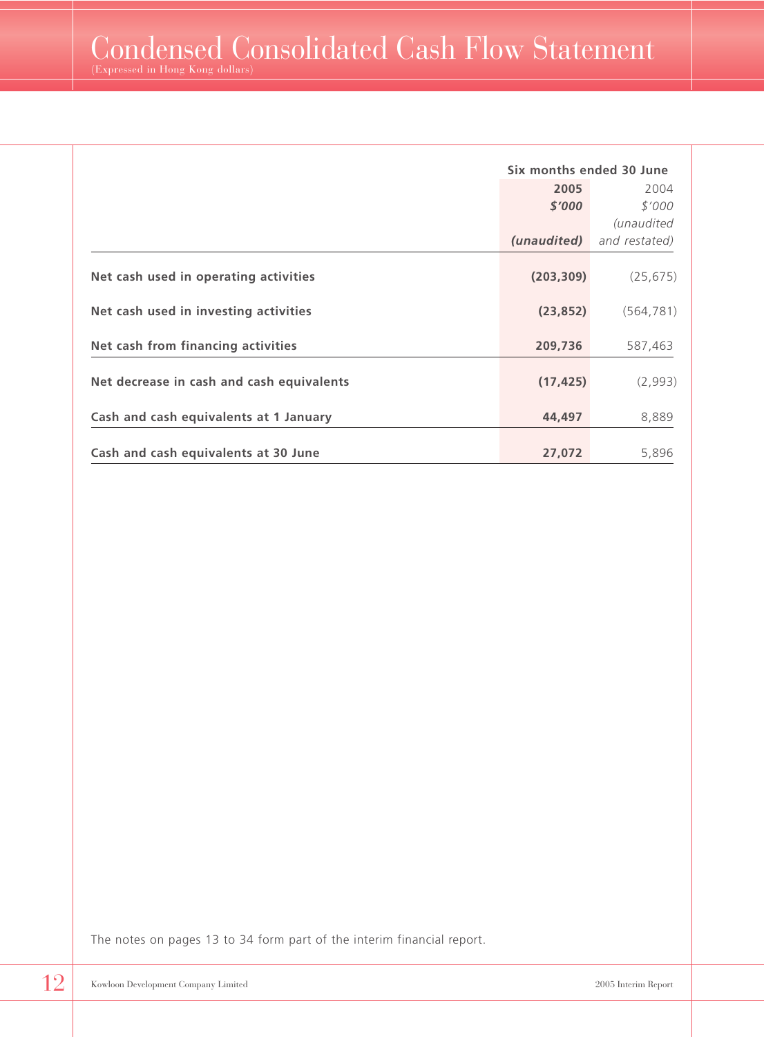# Condensed Consolidated Cash Flow Statement

(Expressed in Hong Kong dollars)

| | Six months ended 30 June | |
|---|---|---|
| | **2005** | 2004 |
| | ***$'000*** | *$'000* |
| | ***(unaudited)*** | *(unaudited and restated)* |
| **Net cash used in operating activities** | **(203,309)** | (25,675) |
| **Net cash used in investing activities** | **(23,852)** | (564,781) |
| **Net cash from financing activities** | **209,736** | 587,463 |
| **Net decrease in cash and cash equivalents** | **(17,425)** | (2,993) |
| **Cash and cash equivalents at 1 January** | **44,497** | 8,889 |
| **Cash and cash equivalents at 30 June** | **27,072** | 5,896 |

The notes on pages 13 to 34 form part of the interim financial report.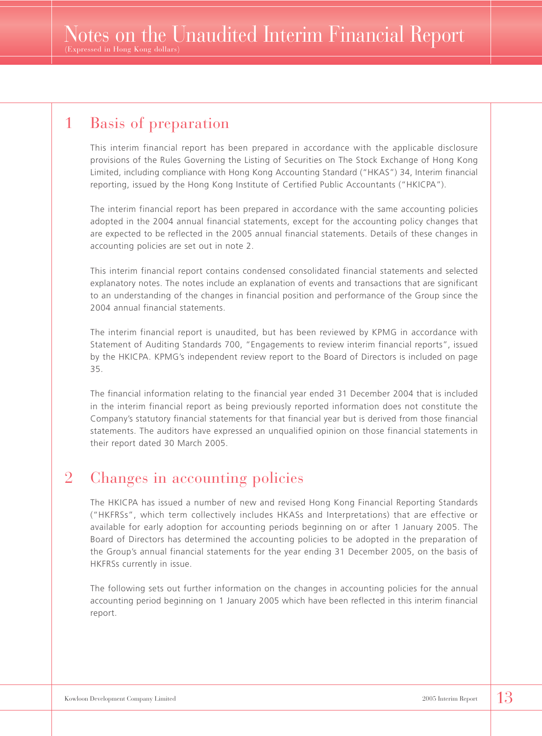# Notes on the Unaudited Interim Financial Report

(Expressed in Hong Kong dollars)

## 1 Basis of preparation

This interim financial report has been prepared in accordance with the applicable disclosure provisions of the Rules Governing the Listing of Securities on The Stock Exchange of Hong Kong Limited, including compliance with Hong Kong Accounting Standard ("HKAS") 34, Interim financial reporting, issued by the Hong Kong Institute of Certified Public Accountants ("HKICPA").

The interim financial report has been prepared in accordance with the same accounting policies adopted in the 2004 annual financial statements, except for the accounting policy changes that are expected to be reflected in the 2005 annual financial statements. Details of these changes in accounting policies are set out in note 2.

This interim financial report contains condensed consolidated financial statements and selected explanatory notes. The notes include an explanation of events and transactions that are significant to an understanding of the changes in financial position and performance of the Group since the 2004 annual financial statements.

The interim financial report is unaudited, but has been reviewed by KPMG in accordance with Statement of Auditing Standards 700, "Engagements to review interim financial reports", issued by the HKICPA. KPMG's independent review report to the Board of Directors is included on page 35.

The financial information relating to the financial year ended 31 December 2004 that is included in the interim financial report as being previously reported information does not constitute the Company's statutory financial statements for that financial year but is derived from those financial statements. The auditors have expressed an unqualified opinion on those financial statements in their report dated 30 March 2005.

## 2 Changes in accounting policies

The HKICPA has issued a number of new and revised Hong Kong Financial Reporting Standards ("HKFRSs", which term collectively includes HKASs and Interpretations) that are effective or available for early adoption for accounting periods beginning on or after 1 January 2005. The Board of Directors has determined the accounting policies to be adopted in the preparation of the Group's annual financial statements for the year ending 31 December 2005, on the basis of HKFRSs currently in issue.

The following sets out further information on the changes in accounting policies for the annual accounting period beginning on 1 January 2005 which have been reflected in this interim financial report.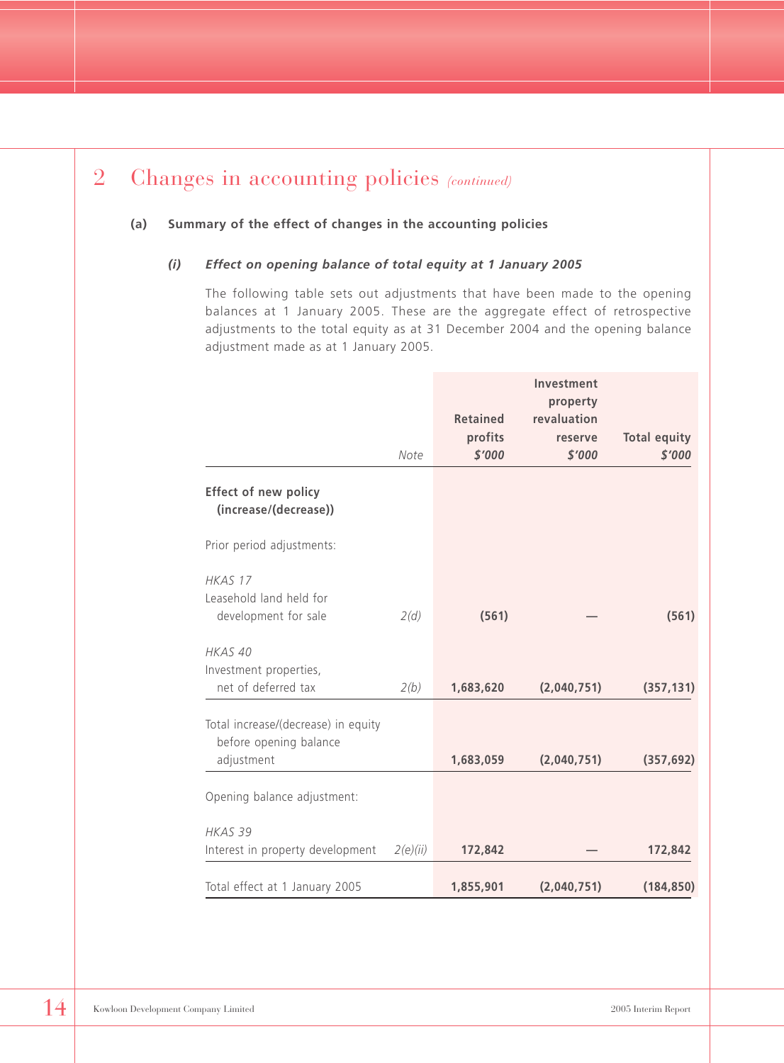## 2 Changes in accounting policies *(continued)*

### (a) Summary of the effect of changes in the accounting policies

#### *(i) Effect on opening balance of total equity at 1 January 2005*

The following table sets out adjustments that have been made to the opening balances at 1 January 2005. These are the aggregate effect of retrospective adjustments to the total equity as at 31 December 2004 and the opening balance adjustment made as at 1 January 2005.

| | Note | Retained profits *$'000* | Investment property revaluation reserve *$'000* | Total equity *$'000* |
|---|---|---|---|---|
| **Effect of new policy (increase/(decrease))** | | | | |
| Prior period adjustments: | | | | |
| *HKAS 17* Leasehold land held for development for sale | *2(d)* | **(561)** | **—** | **(561)** |
| *HKAS 40* Investment properties, net of deferred tax | *2(b)* | **1,683,620** | **(2,040,751)** | **(357,131)** |
| Total increase/(decrease) in equity before opening balance adjustment | | **1,683,059** | **(2,040,751)** | **(357,692)** |
| Opening balance adjustment: | | | | |
| *HKAS 39* Interest in property development | *2(e)(ii)* | **172,842** | **—** | **172,842** |
| Total effect at 1 January 2005 | | **1,855,901** | **(2,040,751)** | **(184,850)** |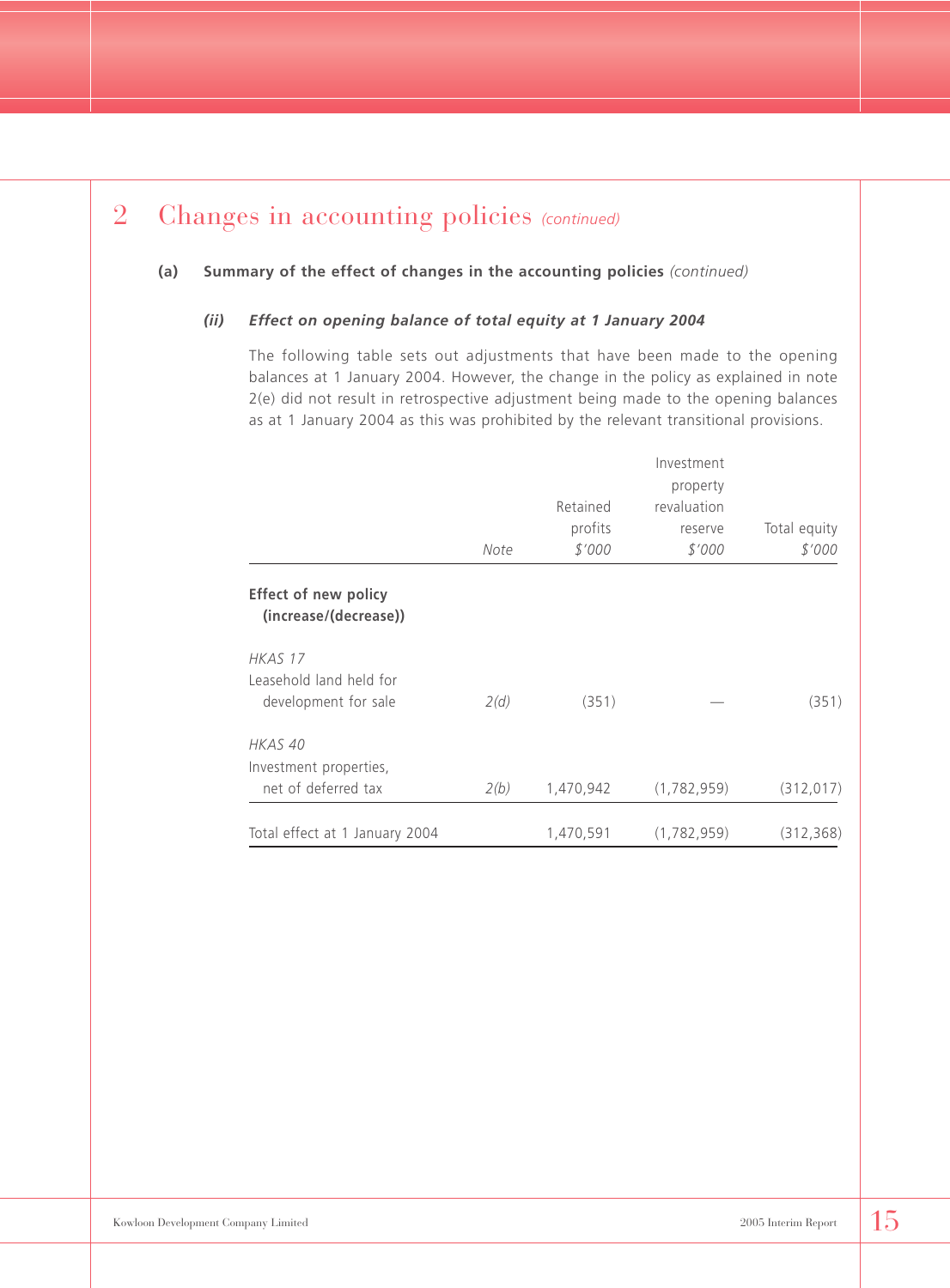## 2 Changes in accounting policies *(continued)*

**(a) Summary of the effect of changes in the accounting policies** *(continued)*

***(ii) Effect on opening balance of total equity at 1 January 2004***

The following table sets out adjustments that have been made to the opening balances at 1 January 2004. However, the change in the policy as explained in note 2(e) did not result in retrospective adjustment being made to the opening balances as at 1 January 2004 as this was prohibited by the relevant transitional provisions.

| | *Note* | Retained profits *$'000* | Investment property revaluation reserve *$'000* | Total equity *$'000* |
|---|---|---|---|---|
| **Effect of new policy (increase/(decrease))** | | | | |
| *HKAS 17* | | | | |
| Leasehold land held for development for sale | *2(d)* | (351) | — | (351) |
| *HKAS 40* | | | | |
| Investment properties, net of deferred tax | *2(b)* | 1,470,942 | (1,782,959) | (312,017) |
| Total effect at 1 January 2004 | | 1,470,591 | (1,782,959) | (312,368) |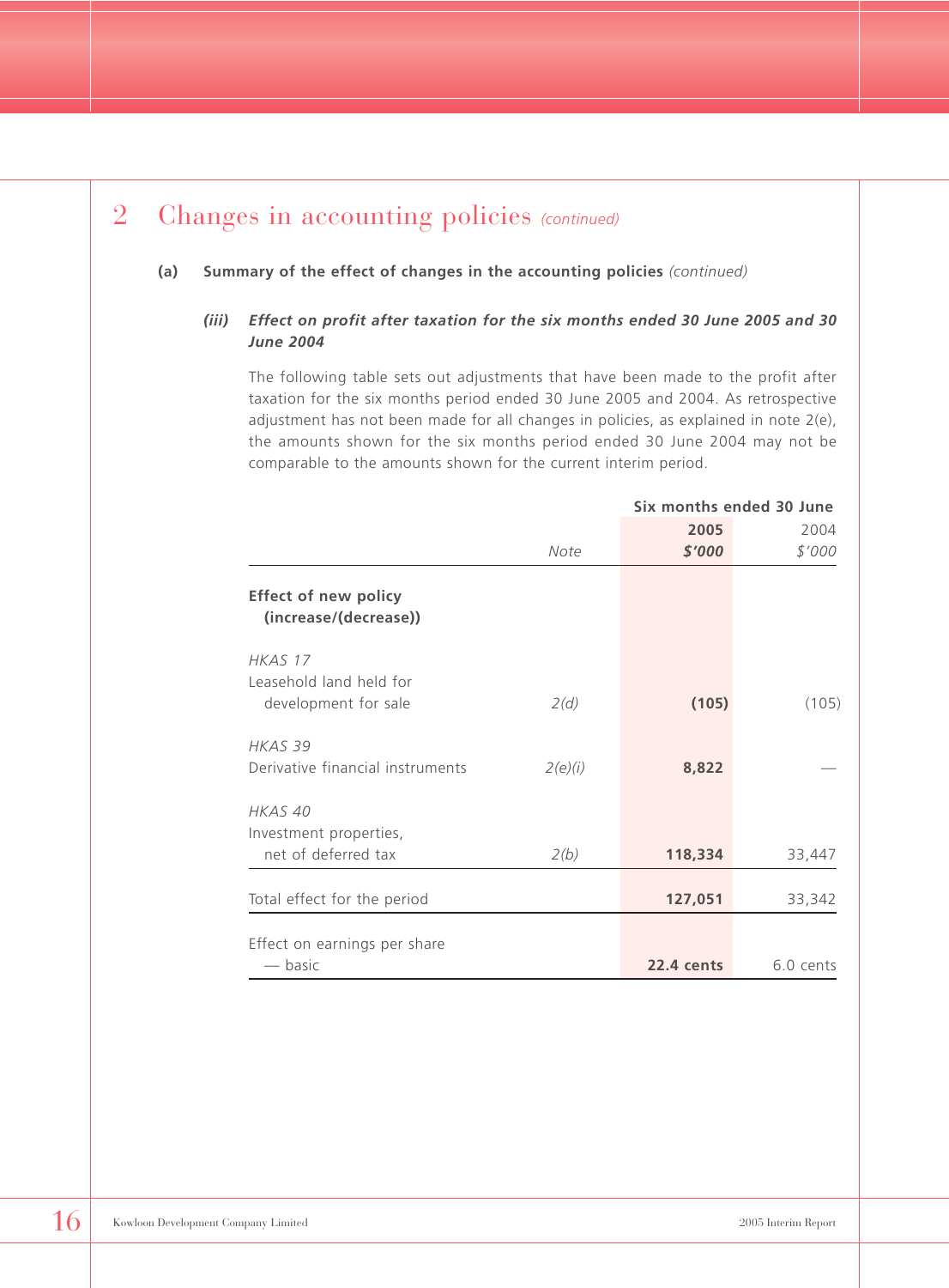## 2 Changes in accounting policies *(continued)*

**(a) Summary of the effect of changes in the accounting policies** *(continued)*

***(iii) Effect on profit after taxation for the six months ended 30 June 2005 and 30 June 2004***

The following table sets out adjustments that have been made to the profit after taxation for the six months period ended 30 June 2005 and 2004. As retrospective adjustment has not been made for all changes in policies, as explained in note 2(e), the amounts shown for the six months period ended 30 June 2004 may not be comparable to the amounts shown for the current interim period.

| | | Six months ended 30 June | |
|---|---|---|---|
| | *Note* | **2005** **$'000** | 2004 $'000 |
| **Effect of new policy (increase/(decrease))** | | | |
| *HKAS 17* | | | |
| Leasehold land held for development for sale | *2(d)* | **(105)** | (105) |
| *HKAS 39* | | | |
| Derivative financial instruments | *2(e)(i)* | **8,822** | — |
| *HKAS 40* | | | |
| Investment properties, net of deferred tax | *2(b)* | **118,334** | 33,447 |
| Total effect for the period | | **127,051** | 33,342 |
| Effect on earnings per share — basic | | **22.4 cents** | 6.0 cents |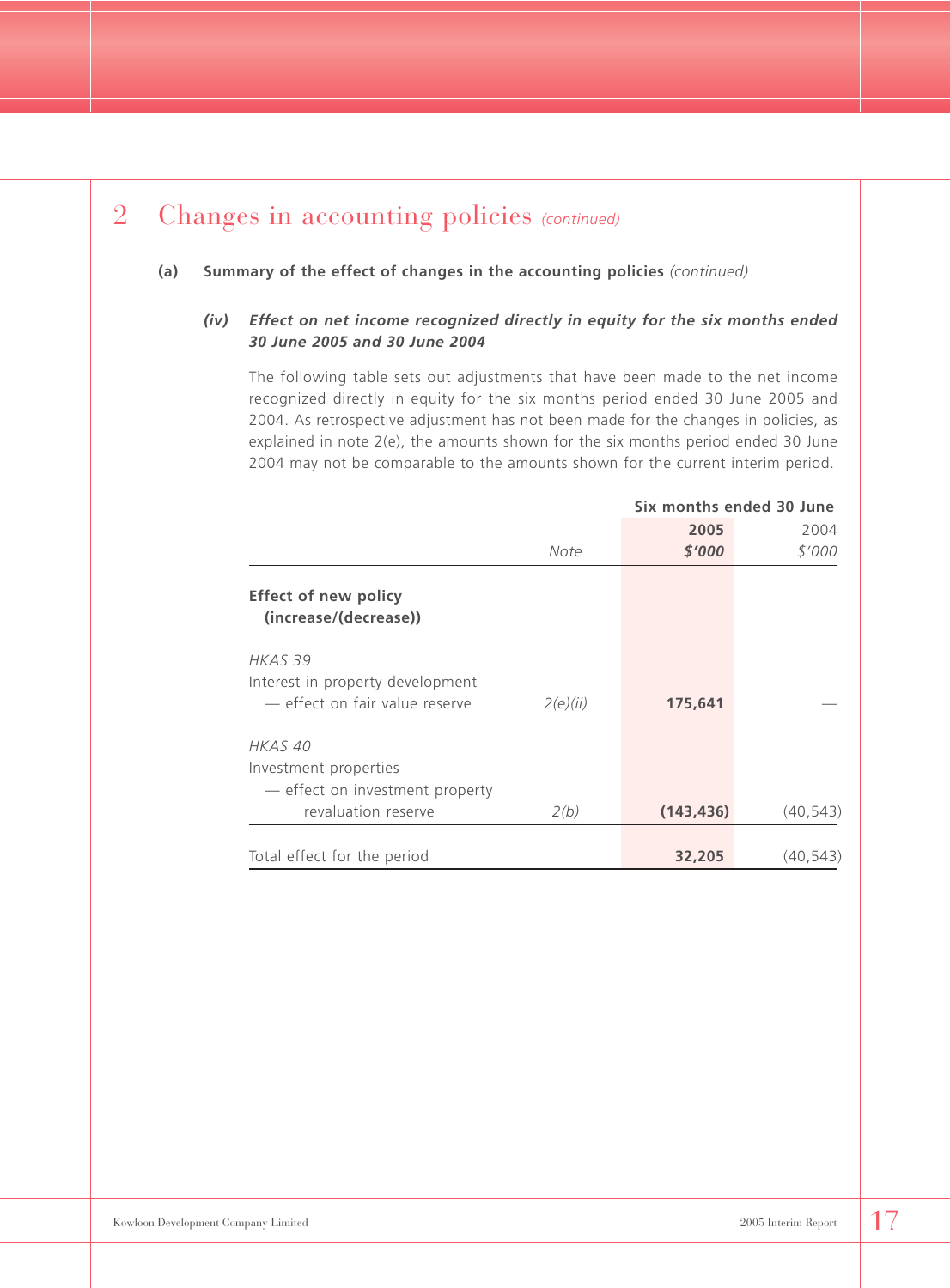## 2 Changes in accounting policies *(continued)*

**(a) Summary of the effect of changes in the accounting policies** *(continued)*

***(iv) Effect on net income recognized directly in equity for the six months ended 30 June 2005 and 30 June 2004***

The following table sets out adjustments that have been made to the net income recognized directly in equity for the six months period ended 30 June 2005 and 2004. As retrospective adjustment has not been made for the changes in policies, as explained in note 2(e), the amounts shown for the six months period ended 30 June 2004 may not be comparable to the amounts shown for the current interim period.

| | | Six months ended 30 June | |
|---|---|---|---|
| | *Note* | **2005** **$'000** | 2004 $'000 |
| **Effect of new policy (increase/(decrease))** | | | |
| *HKAS 39* | | | |
| Interest in property development — effect on fair value reserve | *2(e)(ii)* | **175,641** | — |
| *HKAS 40* | | | |
| Investment properties — effect on investment property revaluation reserve | *2(b)* | **(143,436)** | (40,543) |
| Total effect for the period | | **32,205** | (40,543) |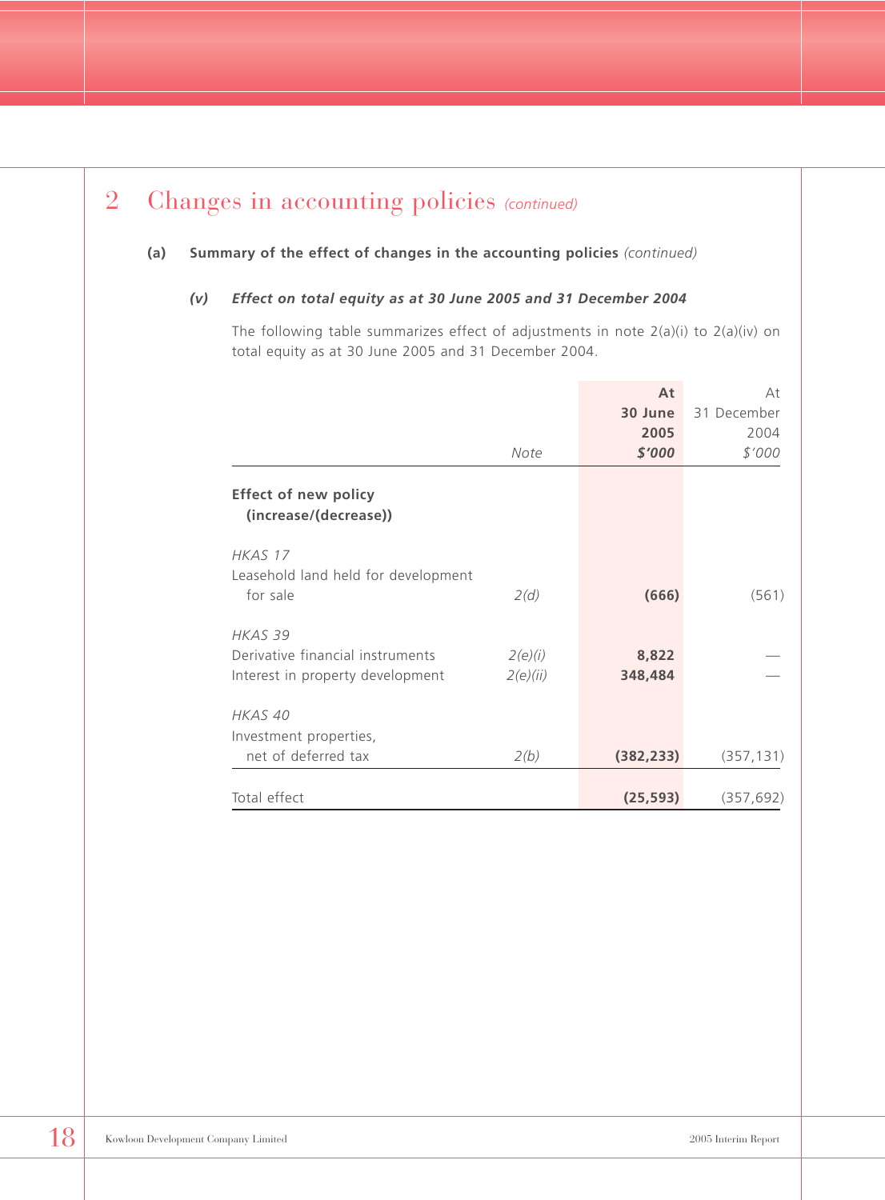## 2 Changes in accounting policies *(continued)*

### (a) Summary of the effect of changes in the accounting policies *(continued)*

#### *(v) Effect on total equity as at 30 June 2005 and 31 December 2004*

The following table summarizes effect of adjustments in note 2(a)(i) to 2(a)(iv) on total equity as at 30 June 2005 and 31 December 2004.

| | *Note* | **At 30 June 2005 *$'000*** | At 31 December 2004 *$'000* |
|---|---|---|---|
| **Effect of new policy (increase/(decrease))** | | | |
| *HKAS 17* | | | |
| Leasehold land held for development for sale | *2(d)* | **(666)** | (561) |
| *HKAS 39* | | | |
| Derivative financial instruments | *2(e)(i)* | **8,822** | — |
| Interest in property development | *2(e)(ii)* | **348,484** | — |
| *HKAS 40* | | | |
| Investment properties, net of deferred tax | *2(b)* | **(382,233)** | (357,131) |
| Total effect | | **(25,593)** | (357,692) |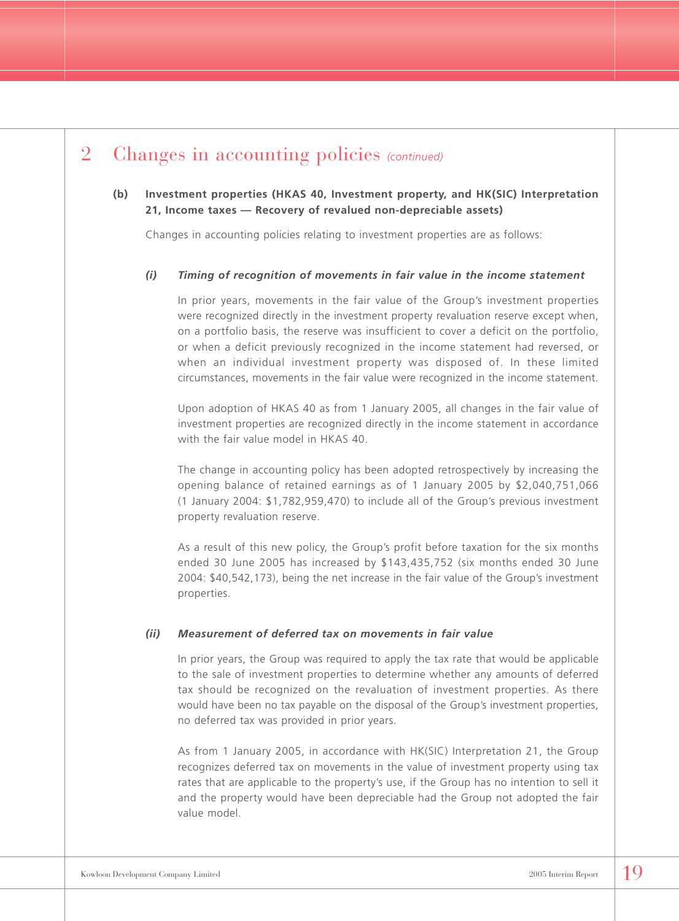## 2 Changes in accounting policies *(continued)*

**(b) Investment properties (HKAS 40, Investment property, and HK(SIC) Interpretation 21, Income taxes — Recovery of revalued non-depreciable assets)**

Changes in accounting policies relating to investment properties are as follows:

***(i) Timing of recognition of movements in fair value in the income statement***

In prior years, movements in the fair value of the Group's investment properties were recognized directly in the investment property revaluation reserve except when, on a portfolio basis, the reserve was insufficient to cover a deficit on the portfolio, or when a deficit previously recognized in the income statement had reversed, or when an individual investment property was disposed of. In these limited circumstances, movements in the fair value were recognized in the income statement.

Upon adoption of HKAS 40 as from 1 January 2005, all changes in the fair value of investment properties are recognized directly in the income statement in accordance with the fair value model in HKAS 40.

The change in accounting policy has been adopted retrospectively by increasing the opening balance of retained earnings as of 1 January 2005 by $2,040,751,066 (1 January 2004: $1,782,959,470) to include all of the Group's previous investment property revaluation reserve.

As a result of this new policy, the Group's profit before taxation for the six months ended 30 June 2005 has increased by $143,435,752 (six months ended 30 June 2004: $40,542,173), being the net increase in the fair value of the Group's investment properties.

***(ii) Measurement of deferred tax on movements in fair value***

In prior years, the Group was required to apply the tax rate that would be applicable to the sale of investment properties to determine whether any amounts of deferred tax should be recognized on the revaluation of investment properties. As there would have been no tax payable on the disposal of the Group's investment properties, no deferred tax was provided in prior years.

As from 1 January 2005, in accordance with HK(SIC) Interpretation 21, the Group recognizes deferred tax on movements in the value of investment property using tax rates that are applicable to the property's use, if the Group has no intention to sell it and the property would have been depreciable had the Group not adopted the fair value model.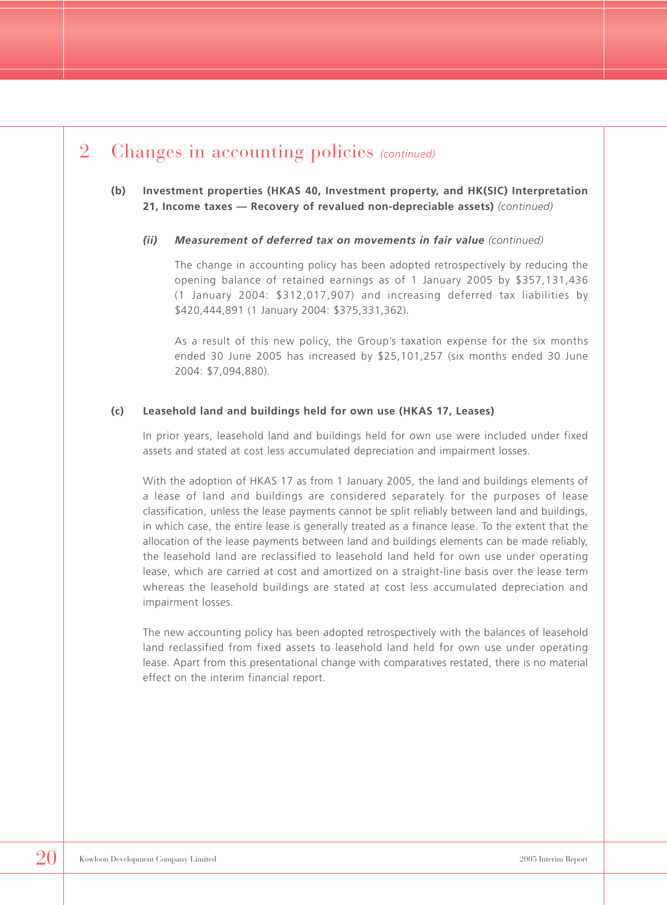# 2 Changes in accounting policies *(continued)*

**(b) Investment properties (HKAS 40, Investment property, and HK(SIC) Interpretation 21, Income taxes — Recovery of revalued non-depreciable assets)** *(continued)*

***(ii) Measurement of deferred tax on movements in fair value*** *(continued)*

The change in accounting policy has been adopted retrospectively by reducing the opening balance of retained earnings as of 1 January 2005 by $357,131,436 (1 January 2004: $312,017,907) and increasing deferred tax liabilities by $420,444,891 (1 January 2004: $375,331,362).

As a result of this new policy, the Group's taxation expense for the six months ended 30 June 2005 has increased by $25,101,257 (six months ended 30 June 2004: $7,094,880).

**(c) Leasehold land and buildings held for own use (HKAS 17, Leases)**

In prior years, leasehold land and buildings held for own use were included under fixed assets and stated at cost less accumulated depreciation and impairment losses.

With the adoption of HKAS 17 as from 1 January 2005, the land and buildings elements of a lease of land and buildings are considered separately for the purposes of lease classification, unless the lease payments cannot be split reliably between land and buildings, in which case, the entire lease is generally treated as a finance lease. To the extent that the allocation of the lease payments between land and buildings elements can be made reliably, the leasehold land are reclassified to leasehold land held for own use under operating lease, which are carried at cost and amortized on a straight-line basis over the lease term whereas the leasehold buildings are stated at cost less accumulated depreciation and impairment losses.

The new accounting policy has been adopted retrospectively with the balances of leasehold land reclassified from fixed assets to leasehold land held for own use under operating lease. Apart from this presentational change with comparatives restated, there is no material effect on the interim financial report.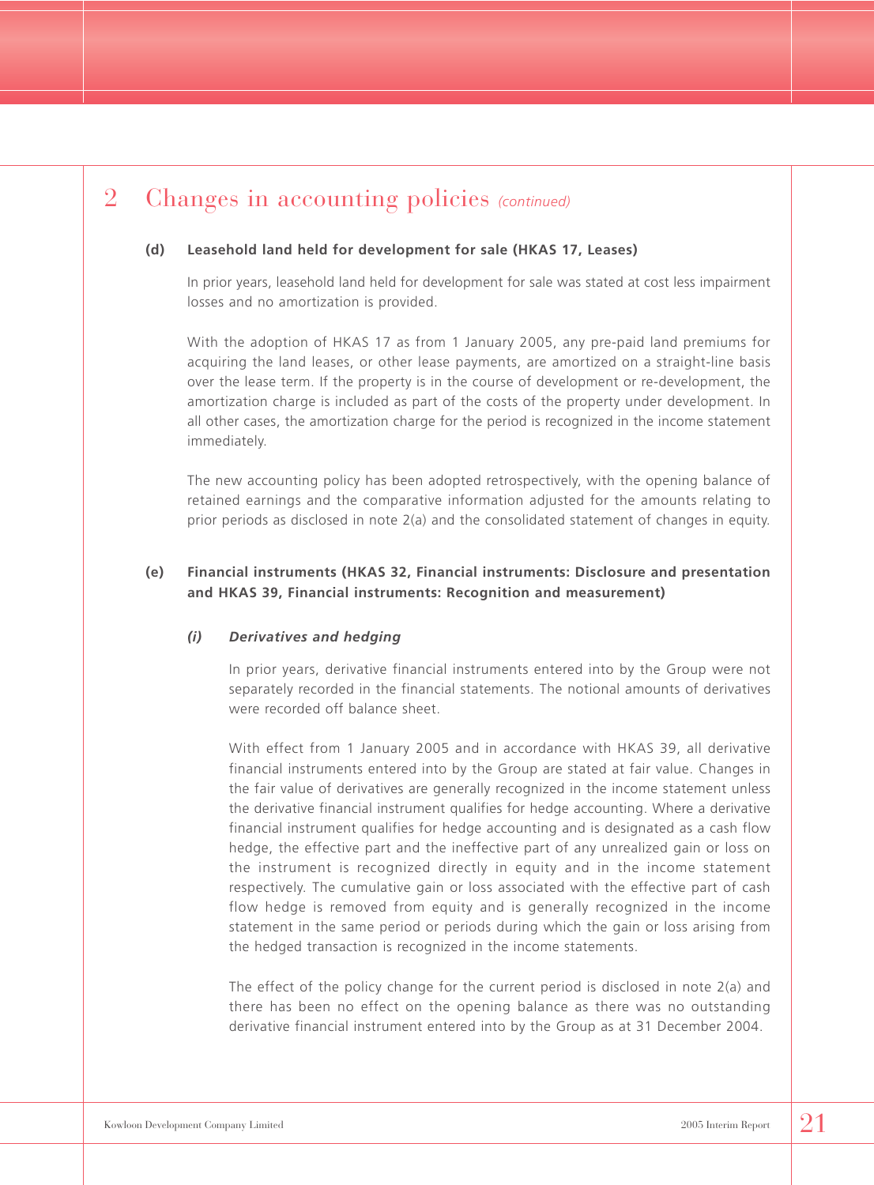## 2 Changes in accounting policies *(continued)*

**(d) Leasehold land held for development for sale (HKAS 17, Leases)**

In prior years, leasehold land held for development for sale was stated at cost less impairment losses and no amortization is provided.

With the adoption of HKAS 17 as from 1 January 2005, any pre-paid land premiums for acquiring the land leases, or other lease payments, are amortized on a straight-line basis over the lease term. If the property is in the course of development or re-development, the amortization charge is included as part of the costs of the property under development. In all other cases, the amortization charge for the period is recognized in the income statement immediately.

The new accounting policy has been adopted retrospectively, with the opening balance of retained earnings and the comparative information adjusted for the amounts relating to prior periods as disclosed in note 2(a) and the consolidated statement of changes in equity.

**(e) Financial instruments (HKAS 32, Financial instruments: Disclosure and presentation and HKAS 39, Financial instruments: Recognition and measurement)**

***(i) Derivatives and hedging***

In prior years, derivative financial instruments entered into by the Group were not separately recorded in the financial statements. The notional amounts of derivatives were recorded off balance sheet.

With effect from 1 January 2005 and in accordance with HKAS 39, all derivative financial instruments entered into by the Group are stated at fair value. Changes in the fair value of derivatives are generally recognized in the income statement unless the derivative financial instrument qualifies for hedge accounting. Where a derivative financial instrument qualifies for hedge accounting and is designated as a cash flow hedge, the effective part and the ineffective part of any unrealized gain or loss on the instrument is recognized directly in equity and in the income statement respectively. The cumulative gain or loss associated with the effective part of cash flow hedge is removed from equity and is generally recognized in the income statement in the same period or periods during which the gain or loss arising from the hedged transaction is recognized in the income statements.

The effect of the policy change for the current period is disclosed in note 2(a) and there has been no effect on the opening balance as there was no outstanding derivative financial instrument entered into by the Group as at 31 December 2004.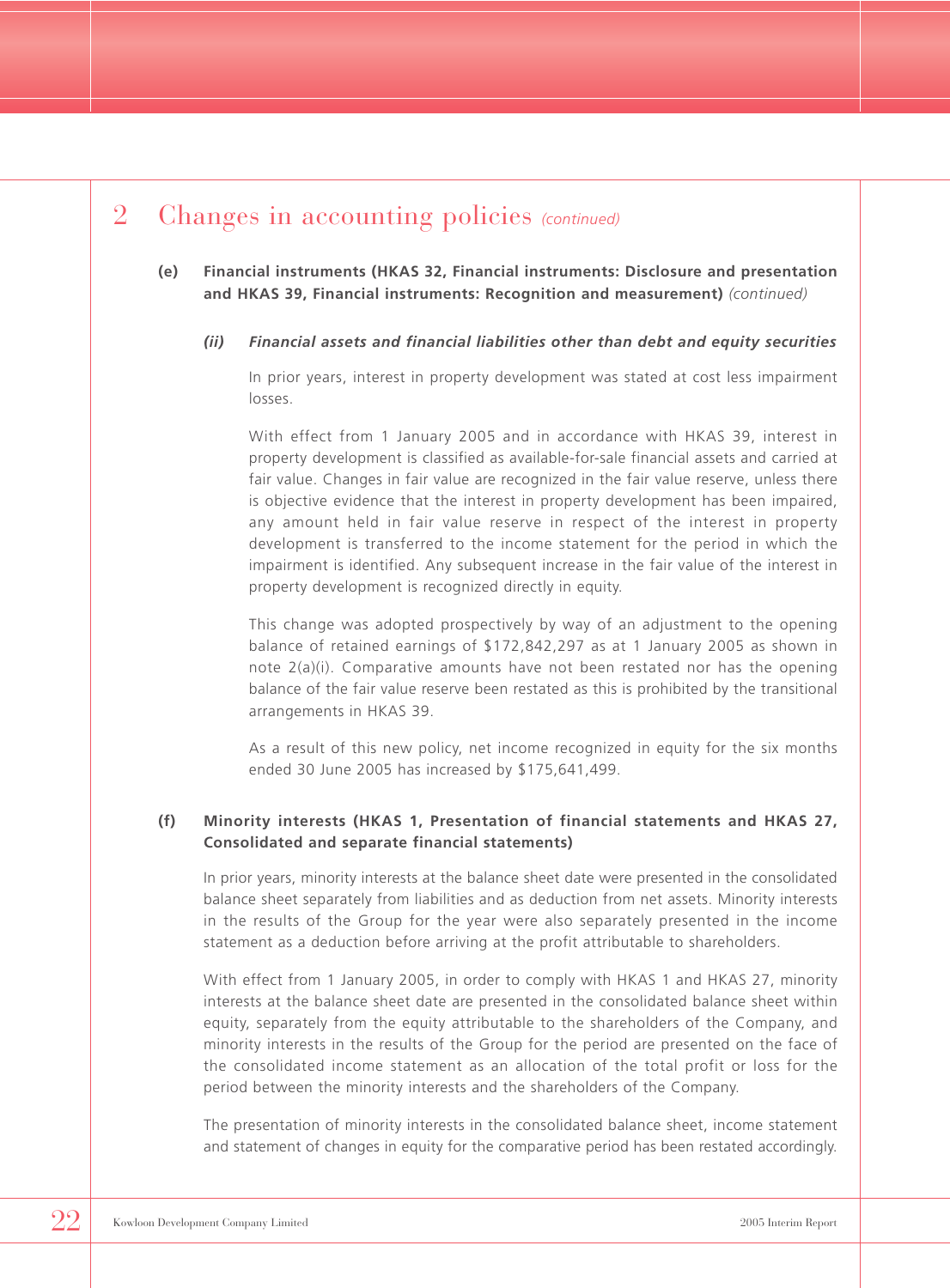# 2 Changes in accounting policies *(continued)*

**(e) Financial instruments (HKAS 32, Financial instruments: Disclosure and presentation and HKAS 39, Financial instruments: Recognition and measurement)** *(continued)*

***(ii) Financial assets and financial liabilities other than debt and equity securities***

In prior years, interest in property development was stated at cost less impairment losses.

With effect from 1 January 2005 and in accordance with HKAS 39, interest in property development is classified as available-for-sale financial assets and carried at fair value. Changes in fair value are recognized in the fair value reserve, unless there is objective evidence that the interest in property development has been impaired, any amount held in fair value reserve in respect of the interest in property development is transferred to the income statement for the period in which the impairment is identified. Any subsequent increase in the fair value of the interest in property development is recognized directly in equity.

This change was adopted prospectively by way of an adjustment to the opening balance of retained earnings of $172,842,297 as at 1 January 2005 as shown in note 2(a)(i). Comparative amounts have not been restated nor has the opening balance of the fair value reserve been restated as this is prohibited by the transitional arrangements in HKAS 39.

As a result of this new policy, net income recognized in equity for the six months ended 30 June 2005 has increased by $175,641,499.

**(f) Minority interests (HKAS 1, Presentation of financial statements and HKAS 27, Consolidated and separate financial statements)**

In prior years, minority interests at the balance sheet date were presented in the consolidated balance sheet separately from liabilities and as deduction from net assets. Minority interests in the results of the Group for the year were also separately presented in the income statement as a deduction before arriving at the profit attributable to shareholders.

With effect from 1 January 2005, in order to comply with HKAS 1 and HKAS 27, minority interests at the balance sheet date are presented in the consolidated balance sheet within equity, separately from the equity attributable to the shareholders of the Company, and minority interests in the results of the Group for the period are presented on the face of the consolidated income statement as an allocation of the total profit or loss for the period between the minority interests and the shareholders of the Company.

The presentation of minority interests in the consolidated balance sheet, income statement and statement of changes in equity for the comparative period has been restated accordingly.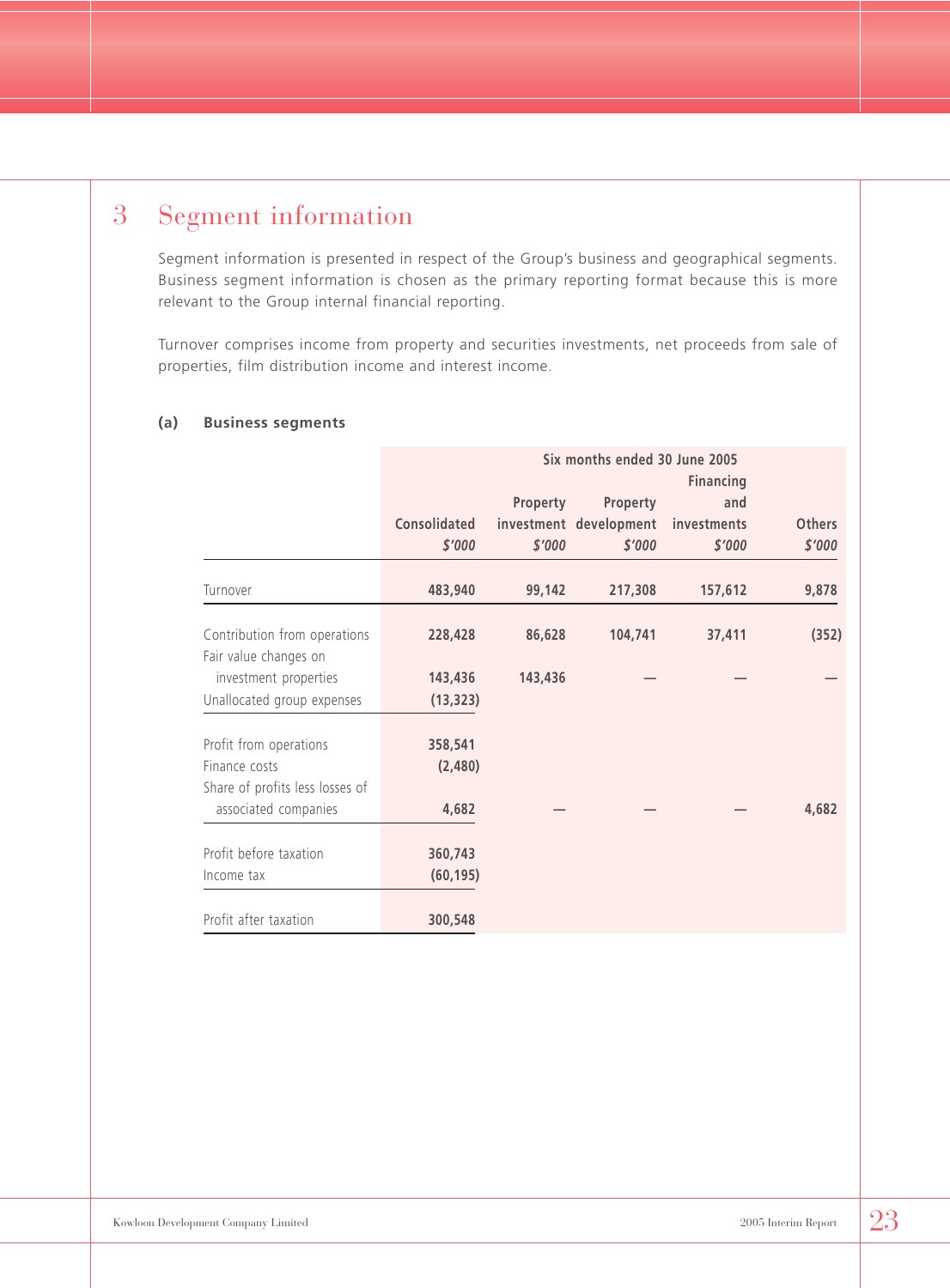# 3 Segment information

Segment information is presented in respect of the Group's business and geographical segments. Business segment information is chosen as the primary reporting format because this is more relevant to the Group internal financial reporting.

Turnover comprises income from property and securities investments, net proceeds from sale of properties, film distribution income and interest income.

**(a) Business segments**

| | Six months ended 30 June 2005 | | | | |
|---|---|---|---|---|---|
| | Consolidated | Property investment | Property development | Financing and investments | Others |
| | *$'000* | *$'000* | *$'000* | *$'000* | *$'000* |
| Turnover | 483,940 | 99,142 | 217,308 | 157,612 | 9,878 |
| Contribution from operations | 228,428 | 86,628 | 104,741 | 37,411 | (352) |
| Fair value changes on investment properties | 143,436 | 143,436 | — | — | — |
| Unallocated group expenses | (13,323) | | | | |
| Profit from operations | 358,541 | | | | |
| Finance costs | (2,480) | | | | |
| Share of profits less losses of associated companies | 4,682 | — | — | — | 4,682 |
| Profit before taxation | 360,743 | | | | |
| Income tax | (60,195) | | | | |
| Profit after taxation | 300,548 | | | | |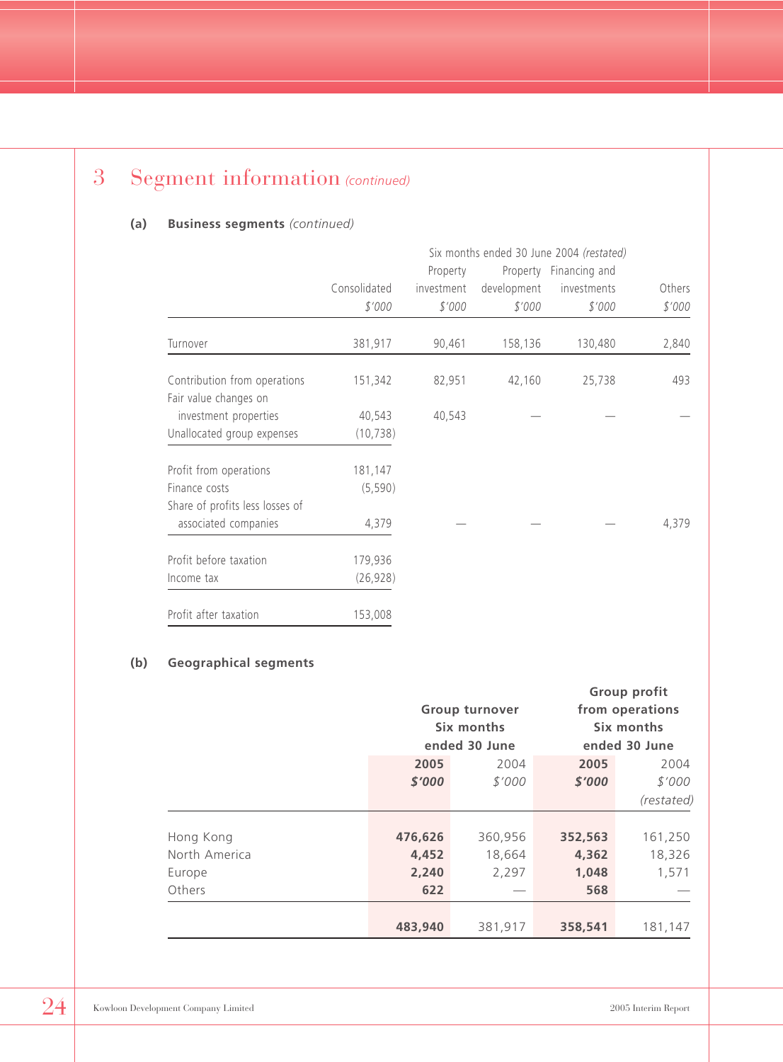# 3 Segment information *(continued)*

## (a) Business segments *(continued)*

| | Six months ended 30 June 2004 *(restated)* | | | | |
|---|---|---|---|---|---|
| | Consolidated | Property investment | Property development | Financing and investments | Others |
| | $'000 | $'000 | $'000 | $'000 | $'000 |
| Turnover | 381,917 | 90,461 | 158,136 | 130,480 | 2,840 |
| Contribution from operations | 151,342 | 82,951 | 42,160 | 25,738 | 493 |
| Fair value changes on investment properties | 40,543 | 40,543 | — | — | — |
| Unallocated group expenses | (10,738) | | | | |
| Profit from operations | 181,147 | | | | |
| Finance costs | (5,590) | | | | |
| Share of profits less losses of associated companies | 4,379 | — | — | — | 4,379 |
| Profit before taxation | 179,936 | | | | |
| Income tax | (26,928) | | | | |
| Profit after taxation | 153,008 | | | | |

## (b) Geographical segments

| | Group turnover Six months ended 30 June | | Group profit from operations Six months ended 30 June | |
|---|---|---|---|---|
| | **2005** | 2004 | **2005** | 2004 |
| | ***$'000*** | *$'000* | ***$'000*** | *$'000* *(restated)* |
| Hong Kong | **476,626** | 360,956 | **352,563** | 161,250 |
| North America | **4,452** | 18,664 | **4,362** | 18,326 |
| Europe | **2,240** | 2,297 | **1,048** | 1,571 |
| Others | **622** | — | **568** | — |
| | **483,940** | 381,917 | **358,541** | 181,147 |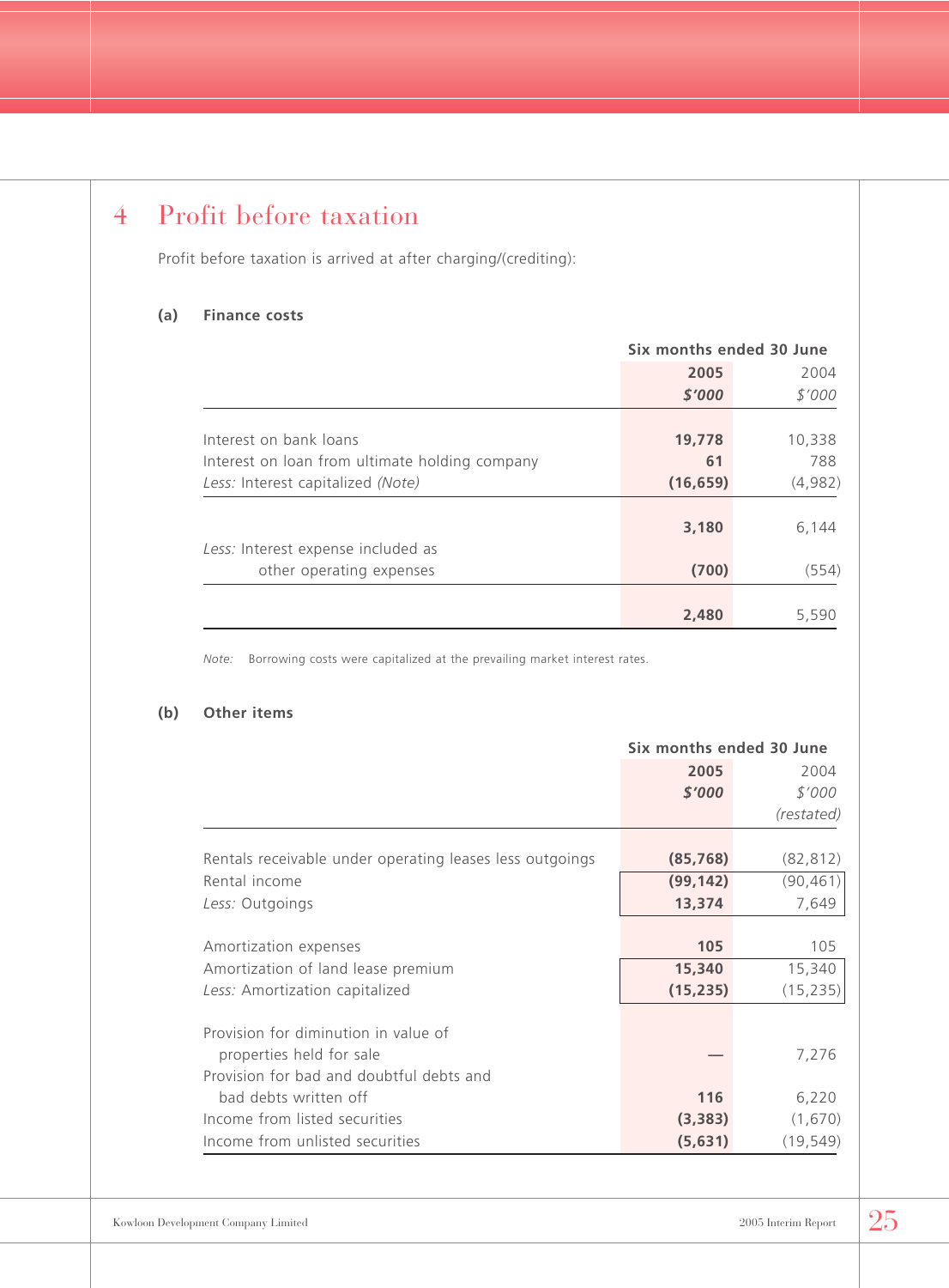## 4 Profit before taxation

Profit before taxation is arrived at after charging/(crediting):

### (a) Finance costs

| | Six months ended 30 June | |
|---|---|---|
| | **2005** | 2004 |
| | ***$'000*** | *$'000* |
| Interest on bank loans | **19,778** | 10,338 |
| Interest on loan from ultimate holding company | **61** | 788 |
| *Less:* Interest capitalized *(Note)* | **(16,659)** | (4,982) |
| | **3,180** | 6,144 |
| *Less:* Interest expense included as other operating expenses | **(700)** | (554) |
| | **2,480** | 5,590 |

*Note:* Borrowing costs were capitalized at the prevailing market interest rates.

### (b) Other items

| | Six months ended 30 June | |
|---|---|---|
| | **2005** | 2004 |
| | ***$'000*** | *$'000* |
| | | *(restated)* |
| Rentals receivable under operating leases less outgoings | **(85,768)** | (82,812) |
| Rental income | **(99,142)** | (90,461) |
| *Less:* Outgoings | **13,374** | 7,649 |
| Amortization expenses | **105** | 105 |
| Amortization of land lease premium | **15,340** | 15,340 |
| *Less:* Amortization capitalized | **(15,235)** | (15,235) |
| Provision for diminution in value of properties held for sale | **—** | 7,276 |
| Provision for bad and doubtful debts and bad debts written off | **116** | 6,220 |
| Income from listed securities | **(3,383)** | (1,670) |
| Income from unlisted securities | **(5,631)** | (19,549) |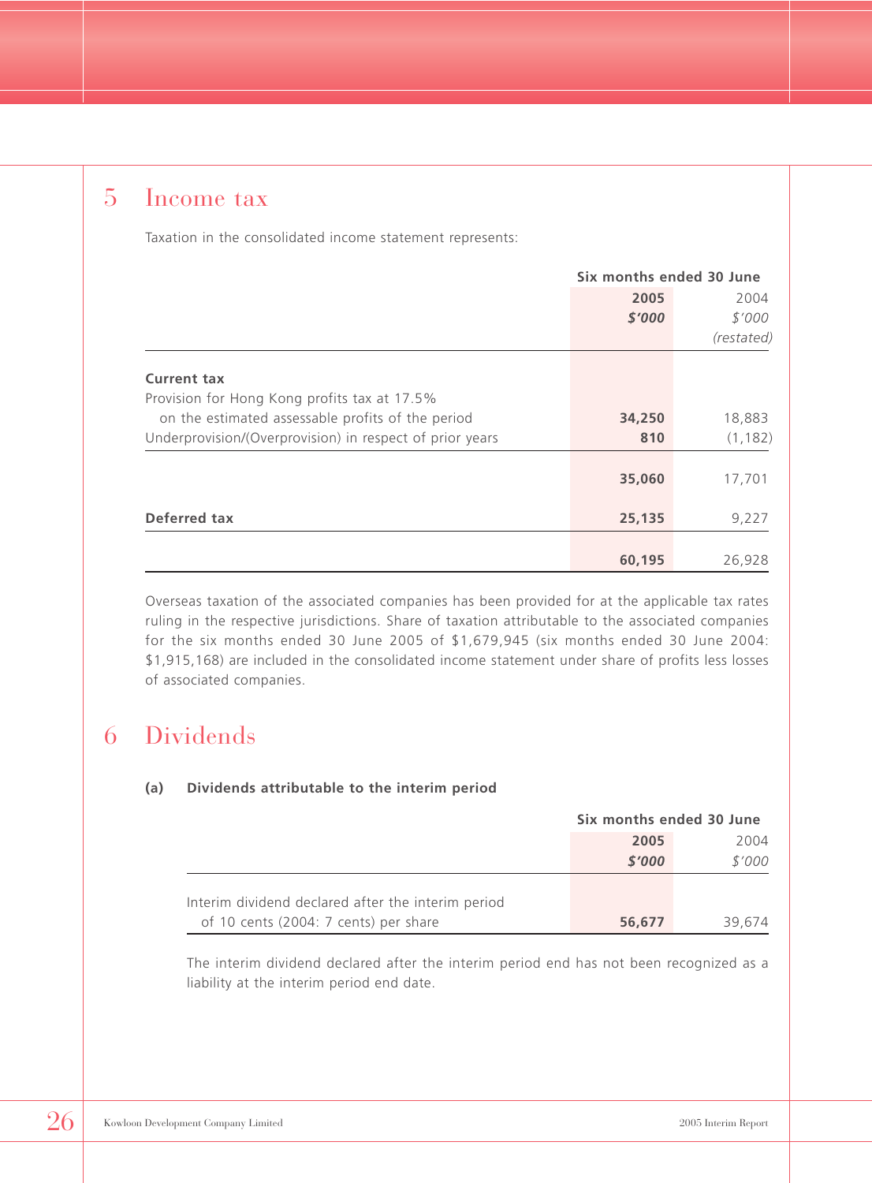## 5 Income tax

Taxation in the consolidated income statement represents:

| | Six months ended 30 June | |
|---|---|---|
| | **2005** | 2004 |
| | ***$'000*** | *$'000* |
| | | *(restated)* |
| **Current tax** | | |
| Provision for Hong Kong profits tax at 17.5% on the estimated assessable profits of the period | **34,250** | 18,883 |
| Underprovision/(Overprovision) in respect of prior years | **810** | (1,182) |
| | **35,060** | 17,701 |
| **Deferred tax** | **25,135** | 9,227 |
| | **60,195** | 26,928 |

Overseas taxation of the associated companies has been provided for at the applicable tax rates ruling in the respective jurisdictions. Share of taxation attributable to the associated companies for the six months ended 30 June 2005 of $1,679,945 (six months ended 30 June 2004: $1,915,168) are included in the consolidated income statement under share of profits less losses of associated companies.

## 6 Dividends

### (a) Dividends attributable to the interim period

| | Six months ended 30 June | |
|---|---|---|
| | **2005** | 2004 |
| | ***$'000*** | *$'000* |
| Interim dividend declared after the interim period of 10 cents (2004: 7 cents) per share | **56,677** | 39,674 |

The interim dividend declared after the interim period end has not been recognized as a liability at the interim period end date.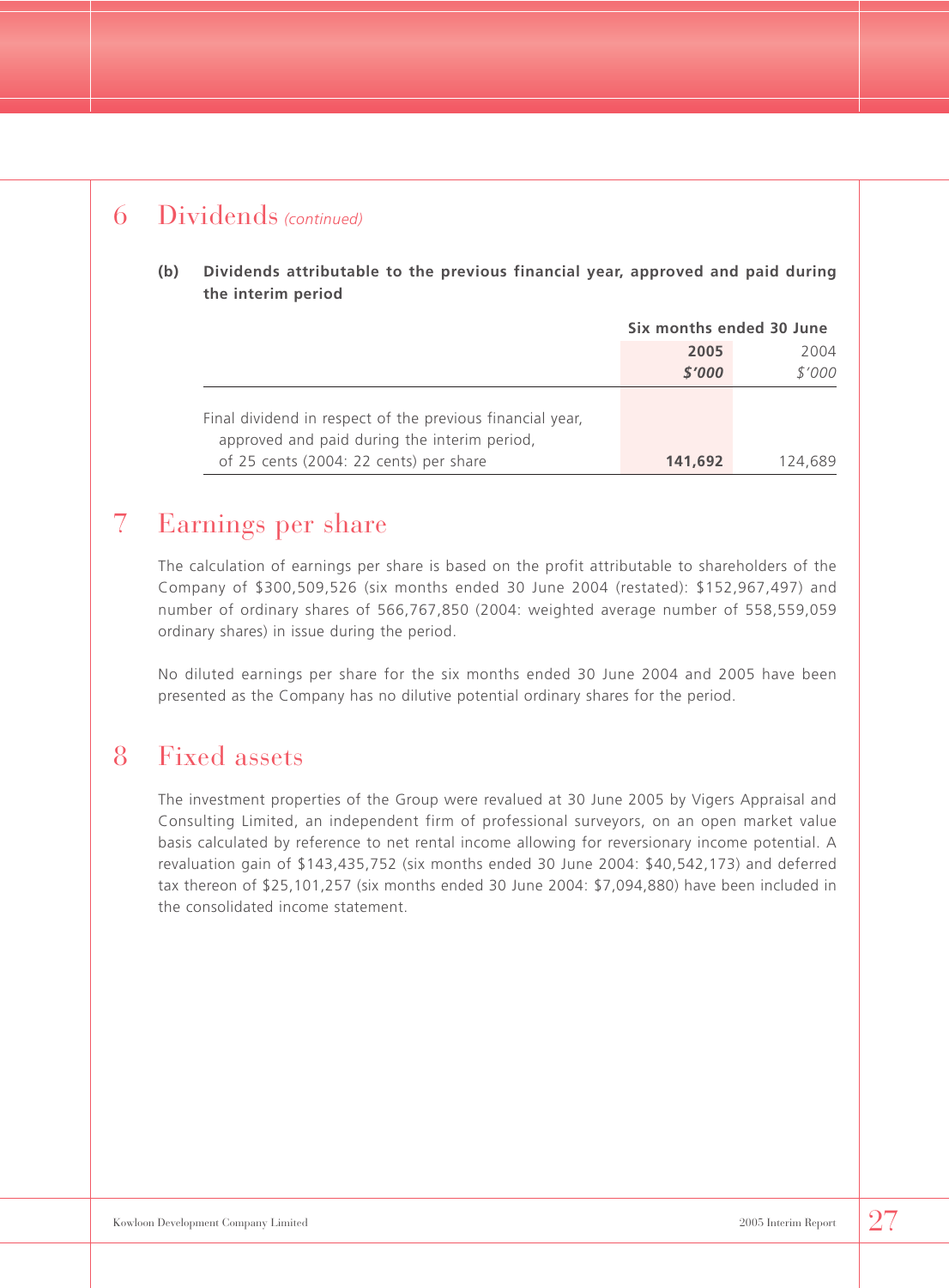## 6 Dividends *(continued)*

**(b) Dividends attributable to the previous financial year, approved and paid during the interim period**

| | Six months ended 30 June | |
|---|---|---|
| | **2005** | 2004 |
| | ***$'000*** | *$'000* |
| Final dividend in respect of the previous financial year, approved and paid during the interim period, of 25 cents (2004: 22 cents) per share | **141,692** | 124,689 |

## 7 Earnings per share

The calculation of earnings per share is based on the profit attributable to shareholders of the Company of $300,509,526 (six months ended 30 June 2004 (restated): $152,967,497) and number of ordinary shares of 566,767,850 (2004: weighted average number of 558,559,059 ordinary shares) in issue during the period.

No diluted earnings per share for the six months ended 30 June 2004 and 2005 have been presented as the Company has no dilutive potential ordinary shares for the period.

## 8 Fixed assets

The investment properties of the Group were revalued at 30 June 2005 by Vigers Appraisal and Consulting Limited, an independent firm of professional surveyors, on an open market value basis calculated by reference to net rental income allowing for reversionary income potential. A revaluation gain of $143,435,752 (six months ended 30 June 2004: $40,542,173) and deferred tax thereon of $25,101,257 (six months ended 30 June 2004: $7,094,880) have been included in the consolidated income statement.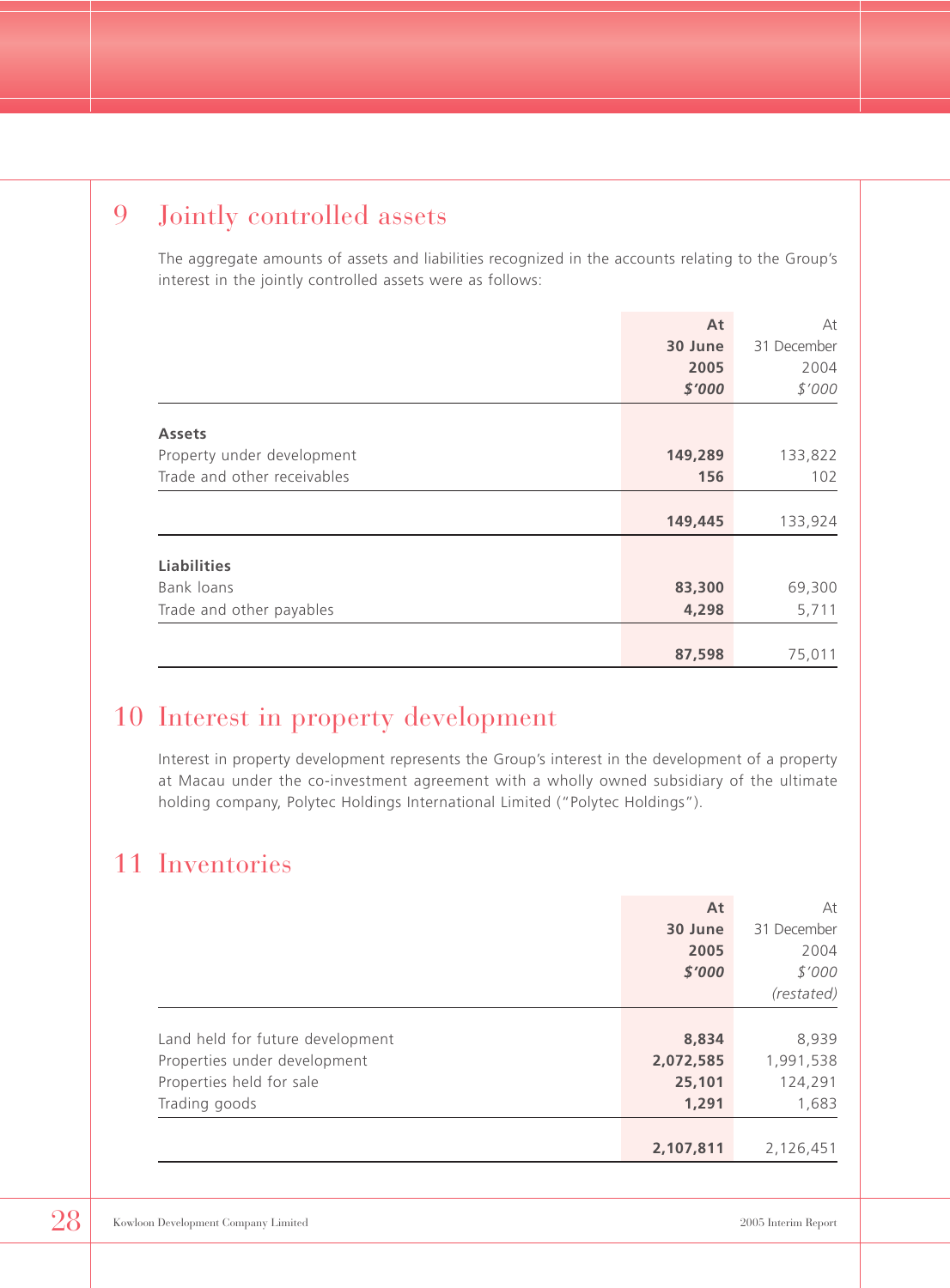## 9 Jointly controlled assets

The aggregate amounts of assets and liabilities recognized in the accounts relating to the Group's interest in the jointly controlled assets were as follows:

| | **At 30 June 2005** **$'000** | At 31 December 2004 *$'000* |
|---|---|---|
| **Assets** | | |
| Property under development | **149,289** | 133,822 |
| Trade and other receivables | **156** | 102 |
| | **149,445** | 133,924 |
| **Liabilities** | | |
| Bank loans | **83,300** | 69,300 |
| Trade and other payables | **4,298** | 5,711 |
| | **87,598** | 75,011 |

## 10 Interest in property development

Interest in property development represents the Group's interest in the development of a property at Macau under the co-investment agreement with a wholly owned subsidiary of the ultimate holding company, Polytec Holdings International Limited ("Polytec Holdings").

## 11 Inventories

| | **At 30 June 2005** **$'000** | At 31 December 2004 *$'000* *(restated)* |
|---|---|---|
| Land held for future development | **8,834** | 8,939 |
| Properties under development | **2,072,585** | 1,991,538 |
| Properties held for sale | **25,101** | 124,291 |
| Trading goods | **1,291** | 1,683 |
| | **2,107,811** | 2,126,451 |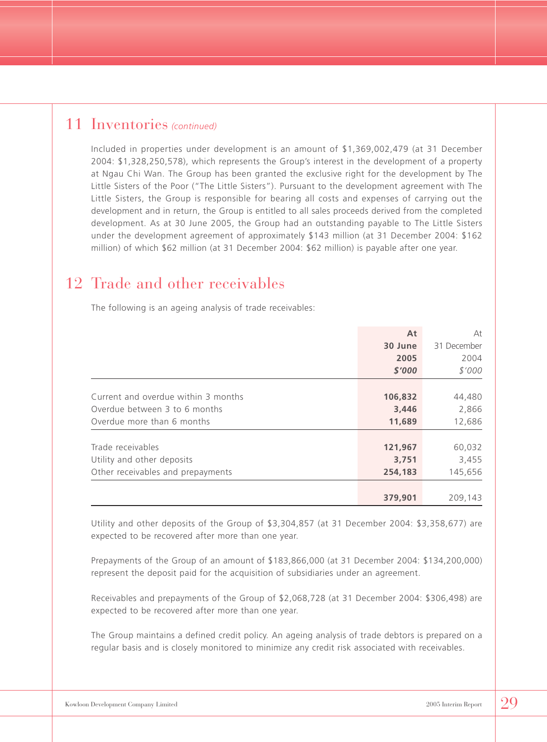## 11 Inventories *(continued)*

Included in properties under development is an amount of $1,369,002,479 (at 31 December 2004: $1,328,250,578), which represents the Group's interest in the development of a property at Ngau Chi Wan. The Group has been granted the exclusive right for the development by The Little Sisters of the Poor ("The Little Sisters"). Pursuant to the development agreement with The Little Sisters, the Group is responsible for bearing all costs and expenses of carrying out the development and in return, the Group is entitled to all sales proceeds derived from the completed development. As at 30 June 2005, the Group had an outstanding payable to The Little Sisters under the development agreement of approximately $143 million (at 31 December 2004: $162 million) of which $62 million (at 31 December 2004: $62 million) is payable after one year.

## 12 Trade and other receivables

The following is an ageing analysis of trade receivables:

| | **At 30 June 2005** ***$'000*** | At 31 December 2004 *$'000* |
|---|---|---|
| Current and overdue within 3 months | **106,832** | 44,480 |
| Overdue between 3 to 6 months | **3,446** | 2,866 |
| Overdue more than 6 months | **11,689** | 12,686 |
| Trade receivables | **121,967** | 60,032 |
| Utility and other deposits | **3,751** | 3,455 |
| Other receivables and prepayments | **254,183** | 145,656 |
| | **379,901** | 209,143 |

Utility and other deposits of the Group of $3,304,857 (at 31 December 2004: $3,358,677) are expected to be recovered after more than one year.

Prepayments of the Group of an amount of $183,866,000 (at 31 December 2004: $134,200,000) represent the deposit paid for the acquisition of subsidiaries under an agreement.

Receivables and prepayments of the Group of $2,068,728 (at 31 December 2004: $306,498) are expected to be recovered after more than one year.

The Group maintains a defined credit policy. An ageing analysis of trade debtors is prepared on a regular basis and is closely monitored to minimize any credit risk associated with receivables.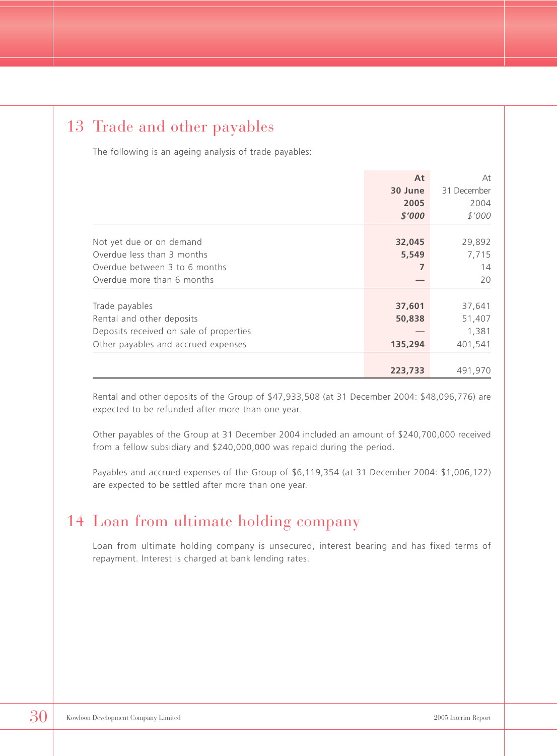## 13 Trade and other payables

The following is an ageing analysis of trade payables:

| | At 30 June 2005 $'000 | At 31 December 2004 $'000 |
|---|---|---|
| Not yet due or on demand | **32,045** | 29,892 |
| Overdue less than 3 months | **5,549** | 7,715 |
| Overdue between 3 to 6 months | **7** | 14 |
| Overdue more than 6 months | **—** | 20 |
| Trade payables | **37,601** | 37,641 |
| Rental and other deposits | **50,838** | 51,407 |
| Deposits received on sale of properties | **—** | 1,381 |
| Other payables and accrued expenses | **135,294** | 401,541 |
| | **223,733** | 491,970 |

Rental and other deposits of the Group of $47,933,508 (at 31 December 2004: $48,096,776) are expected to be refunded after more than one year.

Other payables of the Group at 31 December 2004 included an amount of $240,700,000 received from a fellow subsidiary and $240,000,000 was repaid during the period.

Payables and accrued expenses of the Group of $6,119,354 (at 31 December 2004: $1,006,122) are expected to be settled after more than one year.

## 14 Loan from ultimate holding company

Loan from ultimate holding company is unsecured, interest bearing and has fixed terms of repayment. Interest is charged at bank lending rates.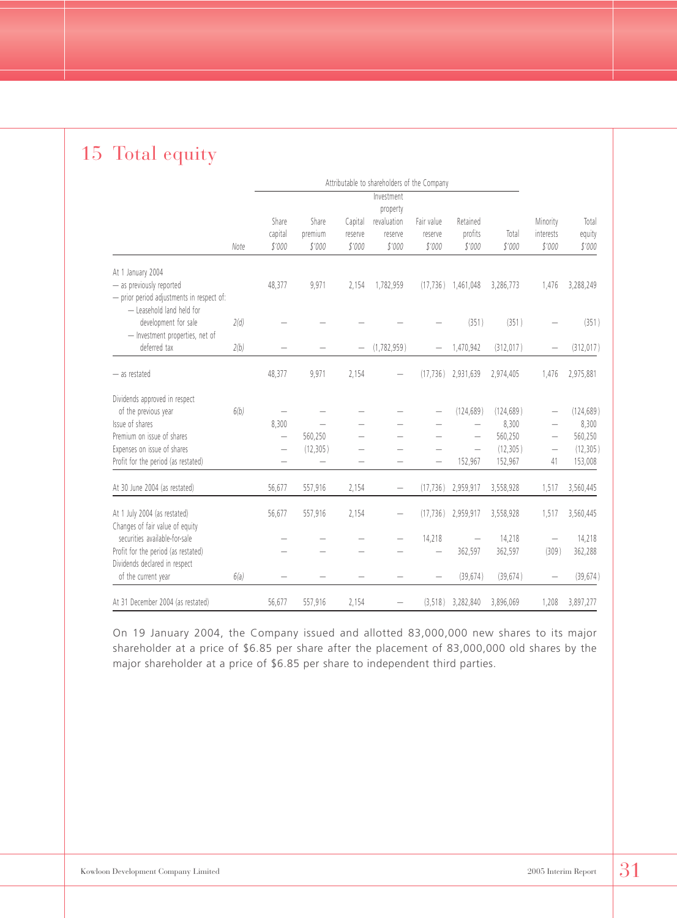# 15 Total equity

| | Note | Attributable to shareholders of the Company | | | | | | | | |
|---|---|---|---|---|---|---|---|---|---|---|
| | | Share capital $'000 | Share premium $'000 | Capital reserve $'000 | Investment property revaluation reserve $'000 | Fair value reserve $'000 | Retained profits $'000 | Total $'000 | Minority interests $'000 | Total equity $'000 |
| At 1 January 2004 | | | | | | | | | | |
| — as previously reported | | 48,377 | 9,971 | 2,154 | 1,782,959 | (17,736) | 1,461,048 | 3,286,773 | 1,476 | 3,288,249 |
| — prior period adjustments in respect of: | | | | | | | | | | |
| — Leasehold land held for development for sale | 2(d) | — | — | — | — | — | (351) | (351) | — | (351) |
| — Investment properties, net of deferred tax | 2(b) | — | — | — | (1,782,959) | — | 1,470,942 | (312,017) | — | (312,017) |
| — as restated | | 48,377 | 9,971 | 2,154 | — | (17,736) | 2,931,639 | 2,974,405 | 1,476 | 2,975,881 |
| Dividends approved in respect of the previous year | 6(b) | — | — | — | — | — | (124,689) | (124,689) | — | (124,689) |
| Issue of shares | | 8,300 | — | — | — | — | — | 8,300 | — | 8,300 |
| Premium on issue of shares | | — | 560,250 | — | — | — | — | 560,250 | — | 560,250 |
| Expenses on issue of shares | | — | (12,305) | — | — | — | — | (12,305) | — | (12,305) |
| Profit for the period (as restated) | | — | — | — | — | — | 152,967 | 152,967 | 41 | 153,008 |
| At 30 June 2004 (as restated) | | 56,677 | 557,916 | 2,154 | — | (17,736) | 2,959,917 | 3,558,928 | 1,517 | 3,560,445 |
| At 1 July 2004 (as restated) | | 56,677 | 557,916 | 2,154 | — | (17,736) | 2,959,917 | 3,558,928 | 1,517 | 3,560,445 |
| Changes of fair value of equity securities available-for-sale | | — | — | — | — | 14,218 | — | 14,218 | — | 14,218 |
| Profit for the period (as restated) | | — | — | — | — | — | 362,597 | 362,597 | (309) | 362,288 |
| Dividends declared in respect of the current year | 6(a) | — | — | — | — | — | (39,674) | (39,674) | — | (39,674) |
| At 31 December 2004 (as restated) | | 56,677 | 557,916 | 2,154 | — | (3,518) | 3,282,840 | 3,896,069 | 1,208 | 3,897,277 |

On 19 January 2004, the Company issued and allotted 83,000,000 new shares to its major shareholder at a price of $6.85 per share after the placement of 83,000,000 old shares by the major shareholder at a price of $6.85 per share to independent third parties.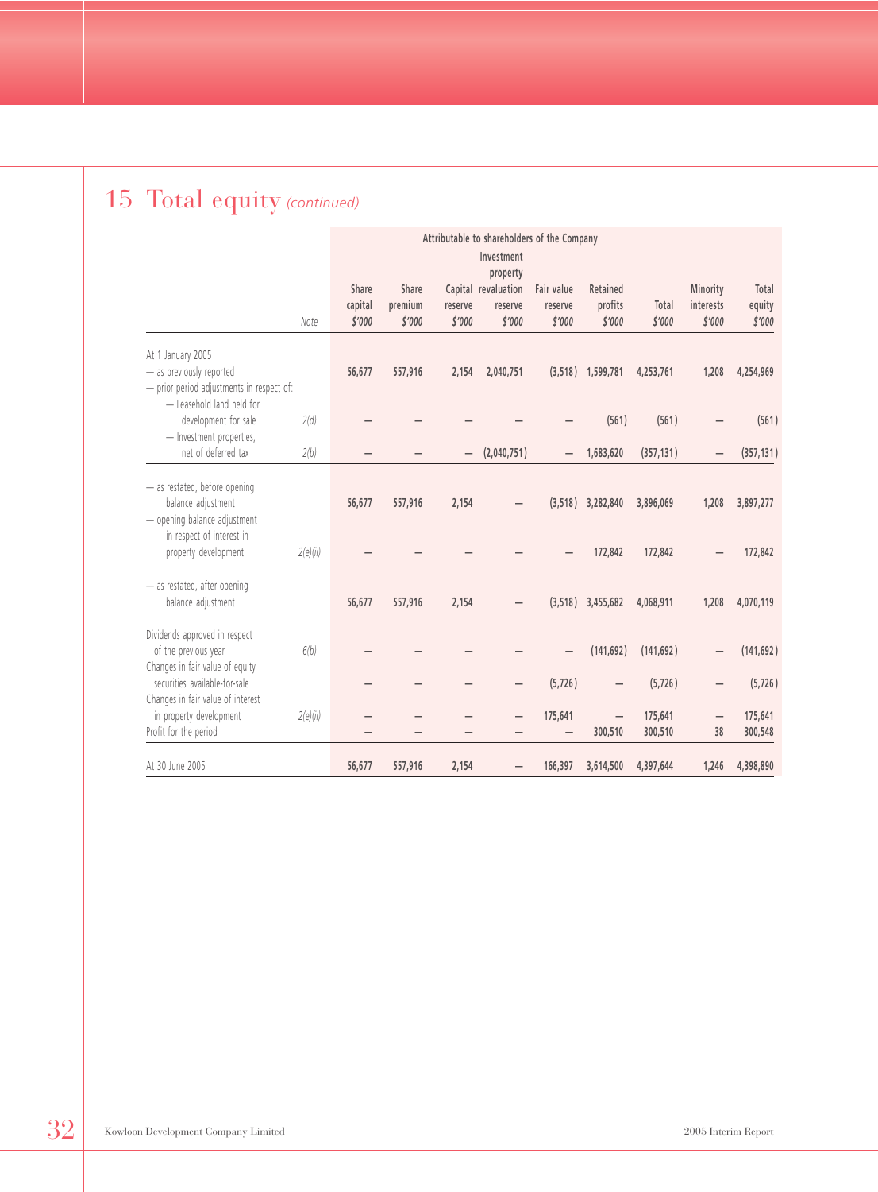## 15 Total equity *(continued)*

| | Note | Attributable to shareholders of the Company | | | | | | | | |
|---|---|---|---|---|---|---|---|---|---|---|
| | | Share capital $'000 | Share premium $'000 | Capital reserve $'000 | Investment property revaluation reserve $'000 | Fair value reserve $'000 | Retained profits $'000 | Total $'000 | Minority interests $'000 | Total equity $'000 |
| At 1 January 2005 | | | | | | | | | | |
| — as previously reported | | 56,677 | 557,916 | 2,154 | 2,040,751 | (3,518) | 1,599,781 | 4,253,761 | 1,208 | 4,254,969 |
| — prior period adjustments in respect of: | | | | | | | | | | |
| — Leasehold land held for development for sale | 2(d) | — | — | — | — | — | (561) | (561) | — | (561) |
| — Investment properties, net of deferred tax | 2(b) | — | — | — | (2,040,751) | — | 1,683,620 | (357,131) | — | (357,131) |
| — as restated, before opening balance adjustment | | 56,677 | 557,916 | 2,154 | — | (3,518) | 3,282,840 | 3,896,069 | 1,208 | 3,897,277 |
| — opening balance adjustment in respect of interest in property development | 2(e)(ii) | — | — | — | — | — | 172,842 | 172,842 | — | 172,842 |
| — as restated, after opening balance adjustment | | 56,677 | 557,916 | 2,154 | — | (3,518) | 3,455,682 | 4,068,911 | 1,208 | 4,070,119 |
| Dividends approved in respect of the previous year | 6(b) | — | — | — | — | — | (141,692) | (141,692) | — | (141,692) |
| Changes in fair value of equity securities available-for-sale | | — | — | — | — | (5,726) | — | (5,726) | — | (5,726) |
| Changes in fair value of interest in property development | 2(e)(ii) | — | — | — | — | 175,641 | — | 175,641 | — | 175,641 |
| Profit for the period | | — | — | — | — | — | 300,510 | 300,510 | 38 | 300,548 |
| At 30 June 2005 | | 56,677 | 557,916 | 2,154 | — | 166,397 | 3,614,500 | 4,397,644 | 1,246 | 4,398,890 |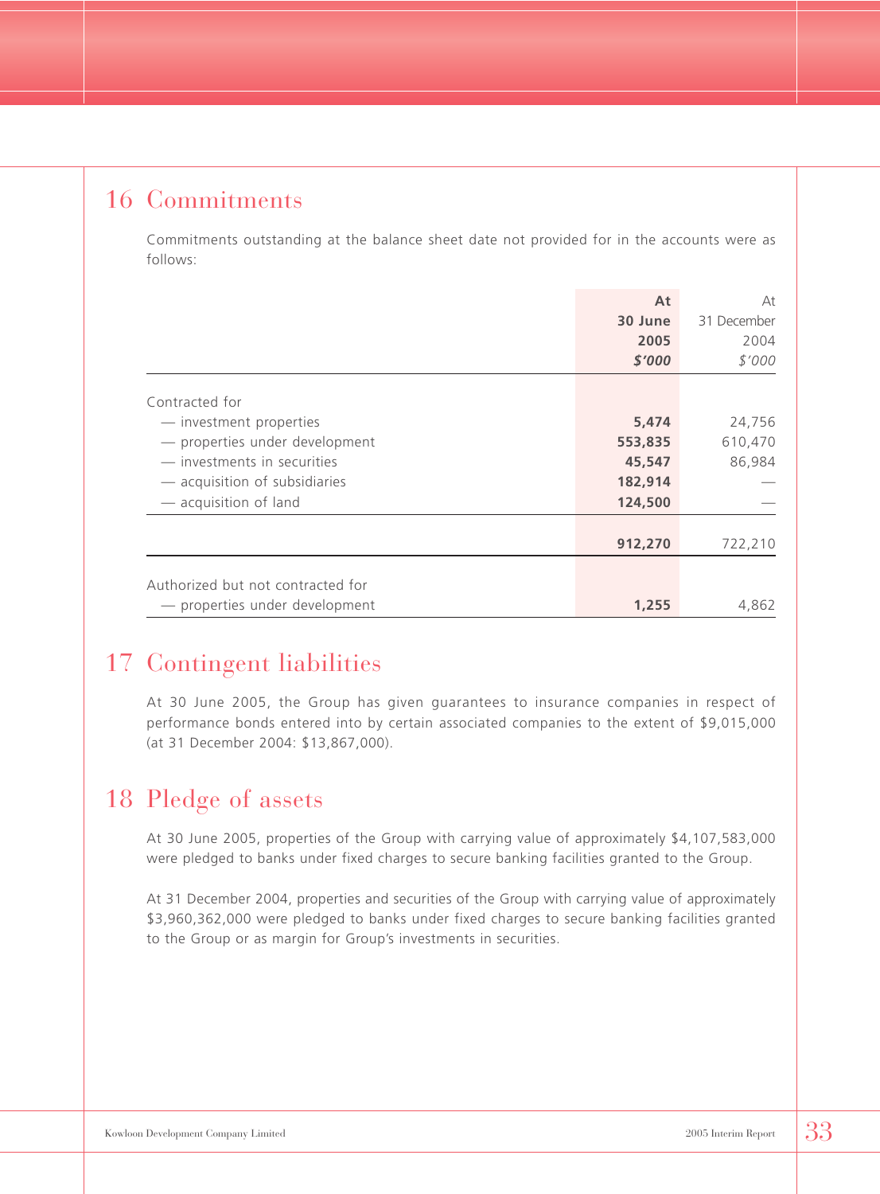## 16 Commitments

Commitments outstanding at the balance sheet date not provided for in the accounts were as follows:

| | **At 30 June 2005** **$'000** | At 31 December 2004 $'000 |
|---|---|---|
| Contracted for | | |
| — investment properties | **5,474** | 24,756 |
| — properties under development | **553,835** | 610,470 |
| — investments in securities | **45,547** | 86,984 |
| — acquisition of subsidiaries | **182,914** | — |
| — acquisition of land | **124,500** | — |
| | **912,270** | 722,210 |
| Authorized but not contracted for | | |
| — properties under development | **1,255** | 4,862 |

## 17 Contingent liabilities

At 30 June 2005, the Group has given guarantees to insurance companies in respect of performance bonds entered into by certain associated companies to the extent of $9,015,000 (at 31 December 2004: $13,867,000).

## 18 Pledge of assets

At 30 June 2005, properties of the Group with carrying value of approximately $4,107,583,000 were pledged to banks under fixed charges to secure banking facilities granted to the Group.

At 31 December 2004, properties and securities of the Group with carrying value of approximately $3,960,362,000 were pledged to banks under fixed charges to secure banking facilities granted to the Group or as margin for Group's investments in securities.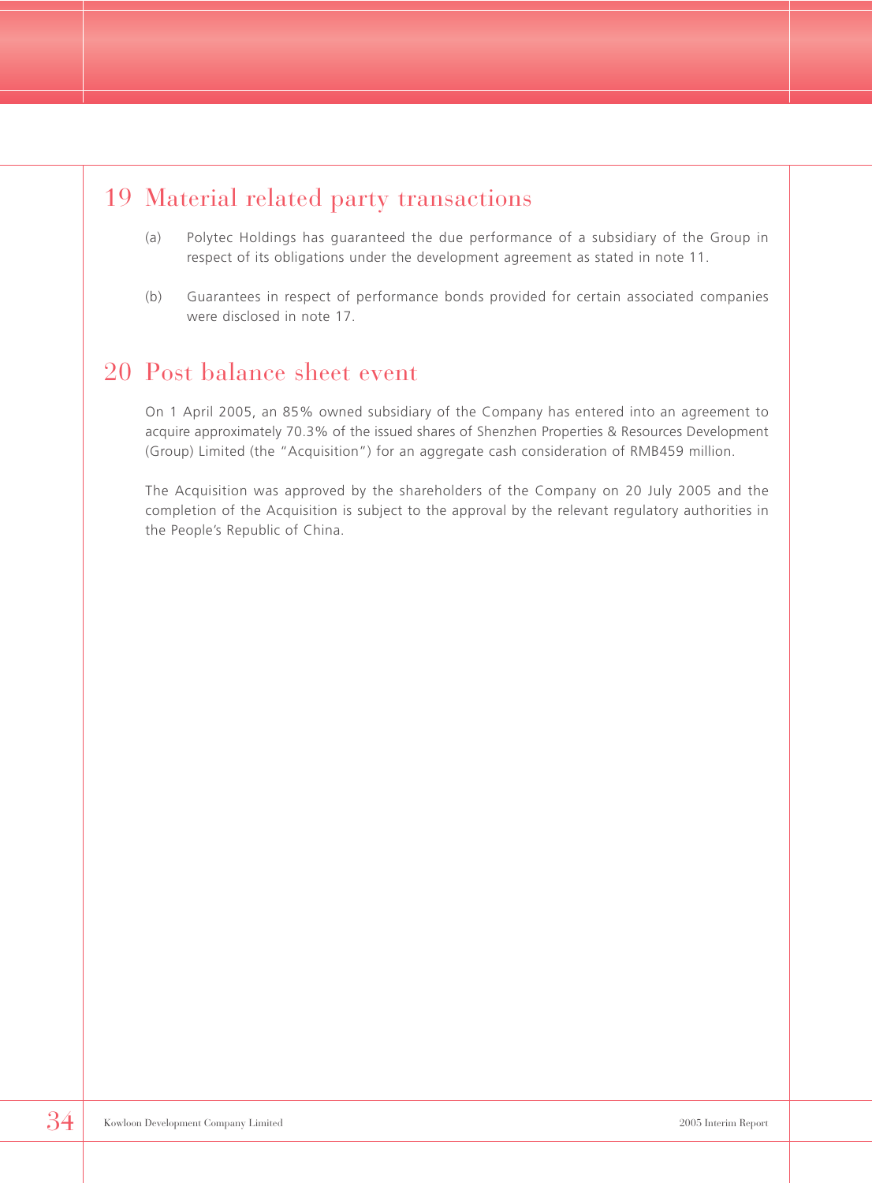## 19 Material related party transactions

(a) Polytec Holdings has guaranteed the due performance of a subsidiary of the Group in respect of its obligations under the development agreement as stated in note 11.

(b) Guarantees in respect of performance bonds provided for certain associated companies were disclosed in note 17.

## 20 Post balance sheet event

On 1 April 2005, an 85% owned subsidiary of the Company has entered into an agreement to acquire approximately 70.3% of the issued shares of Shenzhen Properties & Resources Development (Group) Limited (the "Acquisition") for an aggregate cash consideration of RMB459 million.

The Acquisition was approved by the shareholders of the Company on 20 July 2005 and the completion of the Acquisition is subject to the approval by the relevant regulatory authorities in the People's Republic of China.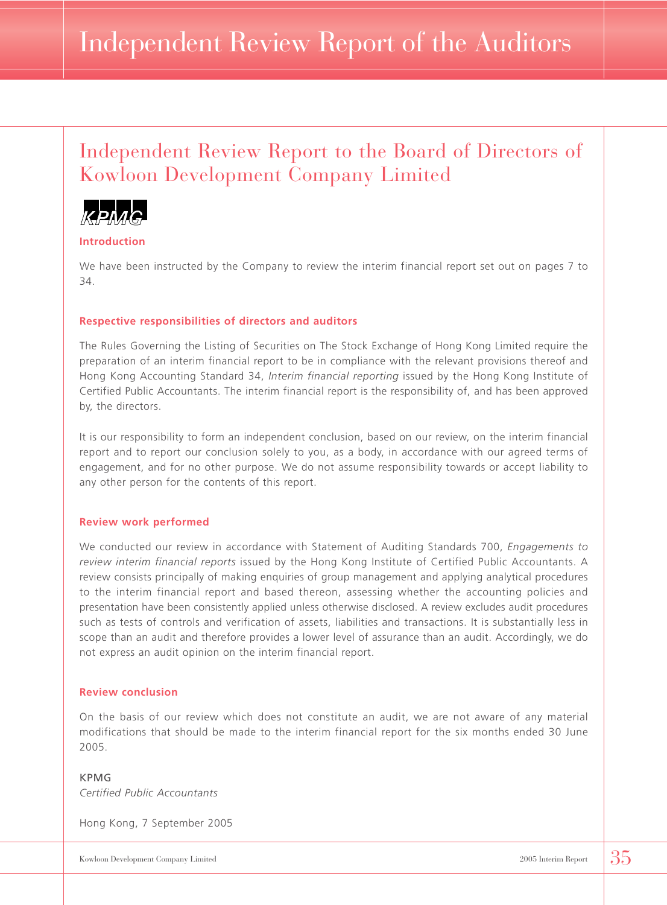# Independent Review Report of the Auditors

## Independent Review Report to the Board of Directors of Kowloon Development Company Limited

KPMG

### Introduction

We have been instructed by the Company to review the interim financial report set out on pages 7 to 34.

### Respective responsibilities of directors and auditors

The Rules Governing the Listing of Securities on The Stock Exchange of Hong Kong Limited require the preparation of an interim financial report to be in compliance with the relevant provisions thereof and Hong Kong Accounting Standard 34, *Interim financial reporting* issued by the Hong Kong Institute of Certified Public Accountants. The interim financial report is the responsibility of, and has been approved by, the directors.

It is our responsibility to form an independent conclusion, based on our review, on the interim financial report and to report our conclusion solely to you, as a body, in accordance with our agreed terms of engagement, and for no other purpose. We do not assume responsibility towards or accept liability to any other person for the contents of this report.

### Review work performed

We conducted our review in accordance with Statement of Auditing Standards 700, *Engagements to review interim financial reports* issued by the Hong Kong Institute of Certified Public Accountants. A review consists principally of making enquiries of group management and applying analytical procedures to the interim financial report and based thereon, assessing whether the accounting policies and presentation have been consistently applied unless otherwise disclosed. A review excludes audit procedures such as tests of controls and verification of assets, liabilities and transactions. It is substantially less in scope than an audit and therefore provides a lower level of assurance than an audit. Accordingly, we do not express an audit opinion on the interim financial report.

### Review conclusion

On the basis of our review which does not constitute an audit, we are not aware of any material modifications that should be made to the interim financial report for the six months ended 30 June 2005.

KPMG
*Certified Public Accountants*

Hong Kong, 7 September 2005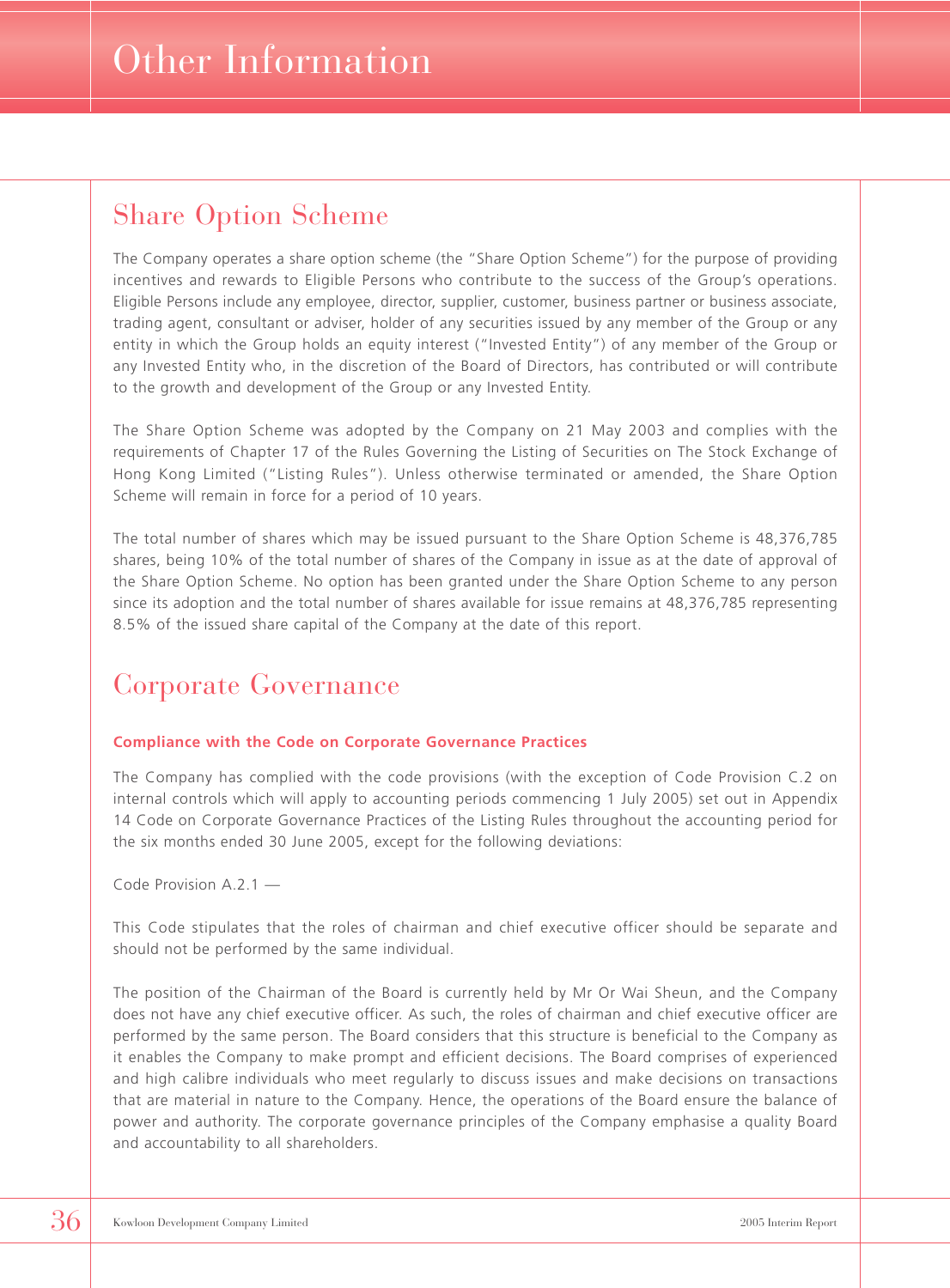# Other Information

## Share Option Scheme

The Company operates a share option scheme (the "Share Option Scheme") for the purpose of providing incentives and rewards to Eligible Persons who contribute to the success of the Group's operations. Eligible Persons include any employee, director, supplier, customer, business partner or business associate, trading agent, consultant or adviser, holder of any securities issued by any member of the Group or any entity in which the Group holds an equity interest ("Invested Entity") of any member of the Group or any Invested Entity who, in the discretion of the Board of Directors, has contributed or will contribute to the growth and development of the Group or any Invested Entity.

The Share Option Scheme was adopted by the Company on 21 May 2003 and complies with the requirements of Chapter 17 of the Rules Governing the Listing of Securities on The Stock Exchange of Hong Kong Limited ("Listing Rules"). Unless otherwise terminated or amended, the Share Option Scheme will remain in force for a period of 10 years.

The total number of shares which may be issued pursuant to the Share Option Scheme is 48,376,785 shares, being 10% of the total number of shares of the Company in issue as at the date of approval of the Share Option Scheme. No option has been granted under the Share Option Scheme to any person since its adoption and the total number of shares available for issue remains at 48,376,785 representing 8.5% of the issued share capital of the Company at the date of this report.

## Corporate Governance

### Compliance with the Code on Corporate Governance Practices

The Company has complied with the code provisions (with the exception of Code Provision C.2 on internal controls which will apply to accounting periods commencing 1 July 2005) set out in Appendix 14 Code on Corporate Governance Practices of the Listing Rules throughout the accounting period for the six months ended 30 June 2005, except for the following deviations:

Code Provision A.2.1 —

This Code stipulates that the roles of chairman and chief executive officer should be separate and should not be performed by the same individual.

The position of the Chairman of the Board is currently held by Mr Or Wai Sheun, and the Company does not have any chief executive officer. As such, the roles of chairman and chief executive officer are performed by the same person. The Board considers that this structure is beneficial to the Company as it enables the Company to make prompt and efficient decisions. The Board comprises of experienced and high calibre individuals who meet regularly to discuss issues and make decisions on transactions that are material in nature to the Company. Hence, the operations of the Board ensure the balance of power and authority. The corporate governance principles of the Company emphasise a quality Board and accountability to all shareholders.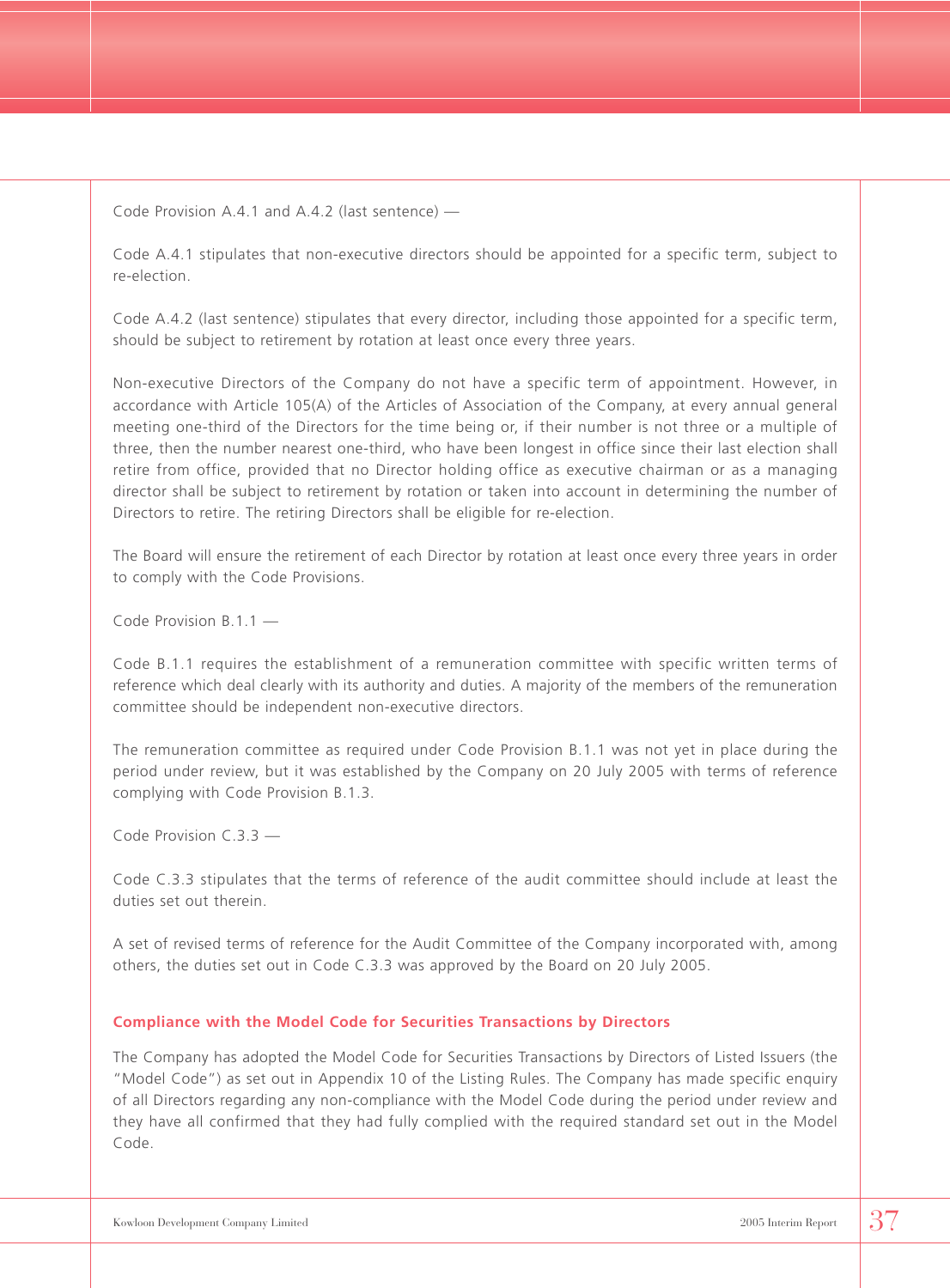Code Provision A.4.1 and A.4.2 (last sentence) —

Code A.4.1 stipulates that non-executive directors should be appointed for a specific term, subject to re-election.

Code A.4.2 (last sentence) stipulates that every director, including those appointed for a specific term, should be subject to retirement by rotation at least once every three years.

Non-executive Directors of the Company do not have a specific term of appointment. However, in accordance with Article 105(A) of the Articles of Association of the Company, at every annual general meeting one-third of the Directors for the time being or, if their number is not three or a multiple of three, then the number nearest one-third, who have been longest in office since their last election shall retire from office, provided that no Director holding office as executive chairman or as a managing director shall be subject to retirement by rotation or taken into account in determining the number of Directors to retire. The retiring Directors shall be eligible for re-election.

The Board will ensure the retirement of each Director by rotation at least once every three years in order to comply with the Code Provisions.

Code Provision B.1.1 —

Code B.1.1 requires the establishment of a remuneration committee with specific written terms of reference which deal clearly with its authority and duties. A majority of the members of the remuneration committee should be independent non-executive directors.

The remuneration committee as required under Code Provision B.1.1 was not yet in place during the period under review, but it was established by the Company on 20 July 2005 with terms of reference complying with Code Provision B.1.3.

Code Provision C.3.3 —

Code C.3.3 stipulates that the terms of reference of the audit committee should include at least the duties set out therein.

A set of revised terms of reference for the Audit Committee of the Company incorporated with, among others, the duties set out in Code C.3.3 was approved by the Board on 20 July 2005.

## Compliance with the Model Code for Securities Transactions by Directors

The Company has adopted the Model Code for Securities Transactions by Directors of Listed Issuers (the "Model Code") as set out in Appendix 10 of the Listing Rules. The Company has made specific enquiry of all Directors regarding any non-compliance with the Model Code during the period under review and they have all confirmed that they had fully complied with the required standard set out in the Model Code.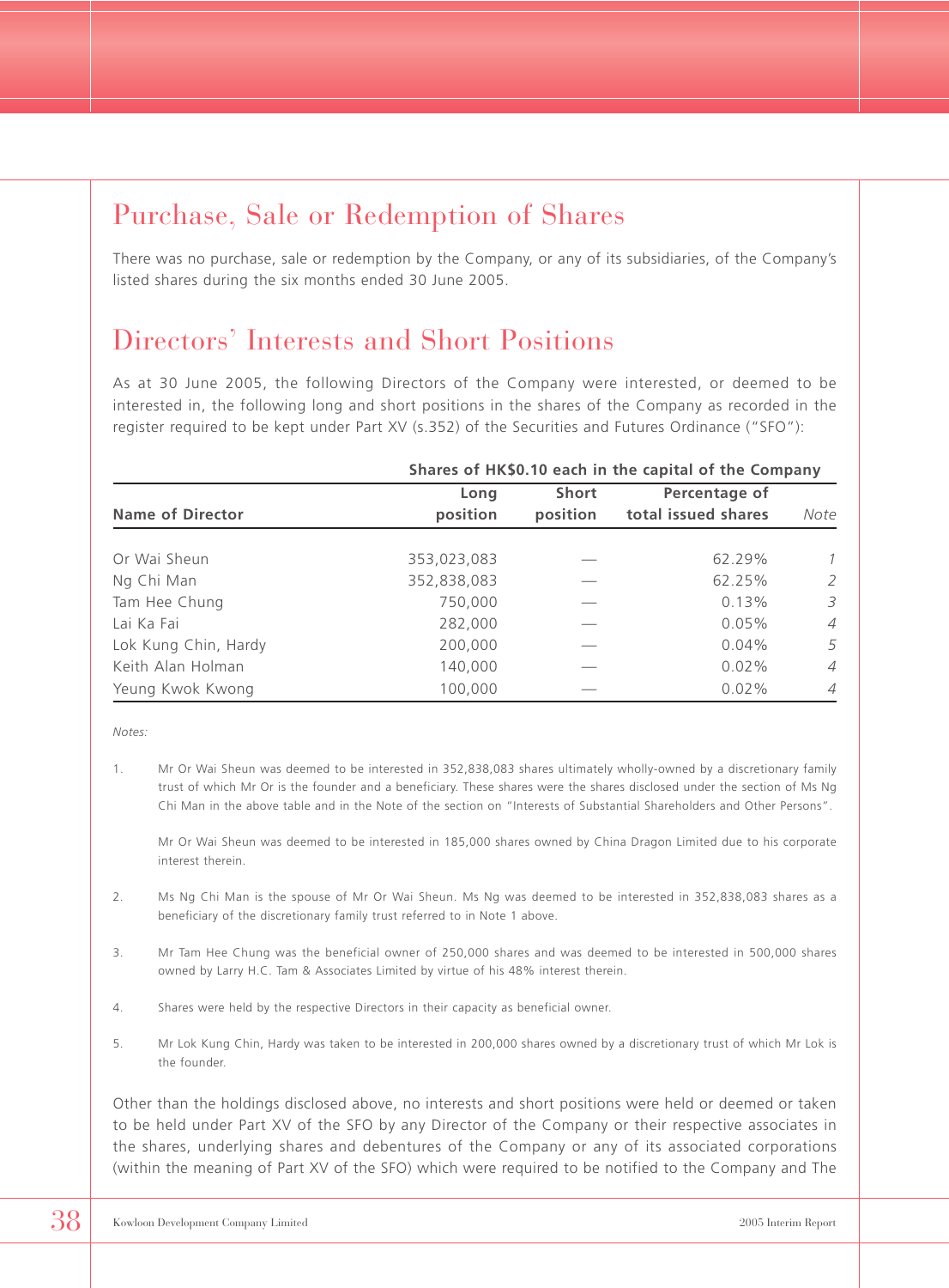## Purchase, Sale or Redemption of Shares

There was no purchase, sale or redemption by the Company, or any of its subsidiaries, of the Company's listed shares during the six months ended 30 June 2005.

## Directors' Interests and Short Positions

As at 30 June 2005, the following Directors of the Company were interested, or deemed to be interested in, the following long and short positions in the shares of the Company as recorded in the register required to be kept under Part XV (s.352) of the Securities and Futures Ordinance ("SFO"):

| | **Shares of HK$0.10 each in the capital of the Company** | | | |
|---|---|---|---|---|
| **Name of Director** | **Long position** | **Short position** | **Percentage of total issued shares** | *Note* |
| Or Wai Sheun | 353,023,083 | — | 62.29% | *1* |
| Ng Chi Man | 352,838,083 | — | 62.25% | *2* |
| Tam Hee Chung | 750,000 | — | 0.13% | *3* |
| Lai Ka Fai | 282,000 | — | 0.05% | *4* |
| Lok Kung Chin, Hardy | 200,000 | — | 0.04% | *5* |
| Keith Alan Holman | 140,000 | — | 0.02% | *4* |
| Yeung Kwok Kwong | 100,000 | — | 0.02% | *4* |

*Notes:*

1. Mr Or Wai Sheun was deemed to be interested in 352,838,083 shares ultimately wholly-owned by a discretionary family trust of which Mr Or is the founder and a beneficiary. These shares were the shares disclosed under the section of Ms Ng Chi Man in the above table and in the Note of the section on "Interests of Substantial Shareholders and Other Persons".

   Mr Or Wai Sheun was deemed to be interested in 185,000 shares owned by China Dragon Limited due to his corporate interest therein.

2. Ms Ng Chi Man is the spouse of Mr Or Wai Sheun. Ms Ng was deemed to be interested in 352,838,083 shares as a beneficiary of the discretionary family trust referred to in Note 1 above.

3. Mr Tam Hee Chung was the beneficial owner of 250,000 shares and was deemed to be interested in 500,000 shares owned by Larry H.C. Tam & Associates Limited by virtue of his 48% interest therein.

4. Shares were held by the respective Directors in their capacity as beneficial owner.

5. Mr Lok Kung Chin, Hardy was taken to be interested in 200,000 shares owned by a discretionary trust of which Mr Lok is the founder.

Other than the holdings disclosed above, no interests and short positions were held or deemed or taken to be held under Part XV of the SFO by any Director of the Company or their respective associates in the shares, underlying shares and debentures of the Company or any of its associated corporations (within the meaning of Part XV of the SFO) which were required to be notified to the Company and The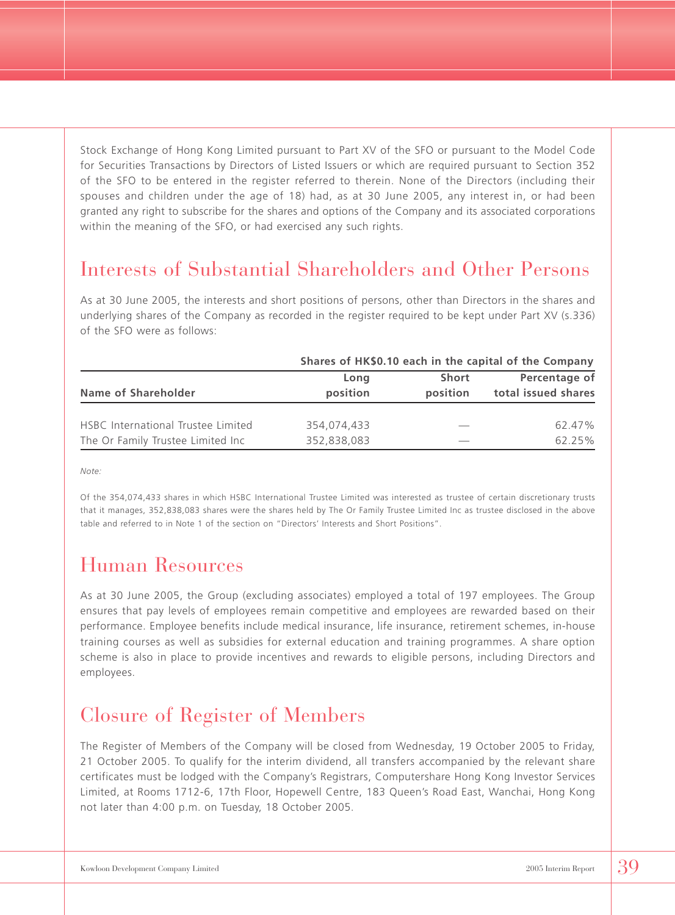Stock Exchange of Hong Kong Limited pursuant to Part XV of the SFO or pursuant to the Model Code for Securities Transactions by Directors of Listed Issuers or which are required pursuant to Section 352 of the SFO to be entered in the register referred to therein. None of the Directors (including their spouses and children under the age of 18) had, as at 30 June 2005, any interest in, or had been granted any right to subscribe for the shares and options of the Company and its associated corporations within the meaning of the SFO, or had exercised any such rights.

## Interests of Substantial Shareholders and Other Persons

As at 30 June 2005, the interests and short positions of persons, other than Directors in the shares and underlying shares of the Company as recorded in the register required to be kept under Part XV (s.336) of the SFO were as follows:

| | Shares of HK$0.10 each in the capital of the Company | | |
|---|---|---|---|
| **Name of Shareholder** | **Long position** | **Short position** | **Percentage of total issued shares** |
| HSBC International Trustee Limited | 354,074,433 | — | 62.47% |
| The Or Family Trustee Limited Inc | 352,838,083 | — | 62.25% |

*Note:*

Of the 354,074,433 shares in which HSBC International Trustee Limited was interested as trustee of certain discretionary trusts that it manages, 352,838,083 shares were the shares held by The Or Family Trustee Limited Inc as trustee disclosed in the above table and referred to in Note 1 of the section on "Directors' Interests and Short Positions".

## Human Resources

As at 30 June 2005, the Group (excluding associates) employed a total of 197 employees. The Group ensures that pay levels of employees remain competitive and employees are rewarded based on their performance. Employee benefits include medical insurance, life insurance, retirement schemes, in-house training courses as well as subsidies for external education and training programmes. A share option scheme is also in place to provide incentives and rewards to eligible persons, including Directors and employees.

## Closure of Register of Members

The Register of Members of the Company will be closed from Wednesday, 19 October 2005 to Friday, 21 October 2005. To qualify for the interim dividend, all transfers accompanied by the relevant share certificates must be lodged with the Company's Registrars, Computershare Hong Kong Investor Services Limited, at Rooms 1712-6, 17th Floor, Hopewell Centre, 183 Queen's Road East, Wanchai, Hong Kong not later than 4:00 p.m. on Tuesday, 18 October 2005.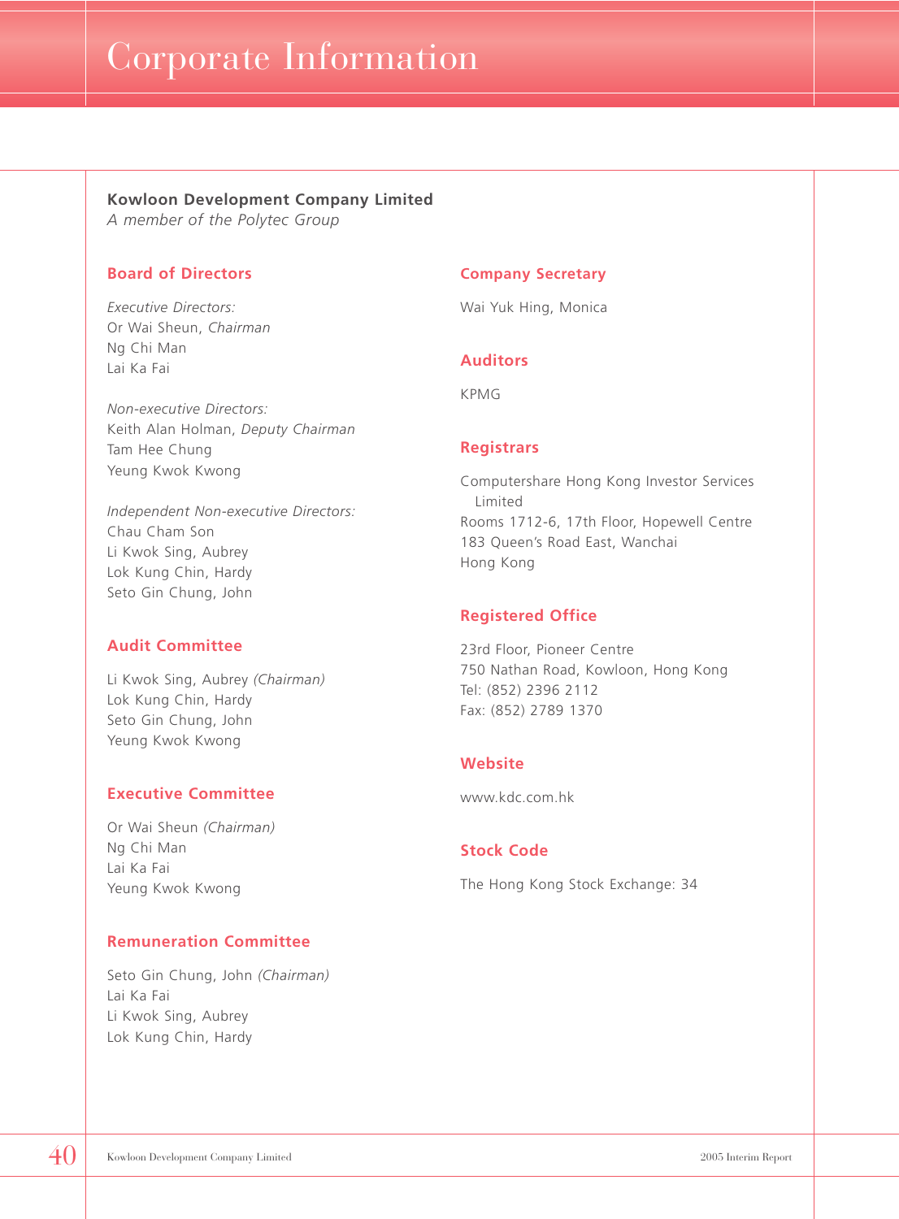# Corporate Information

**Kowloon Development Company Limited**
*A member of the Polytec Group*

## Board of Directors

*Executive Directors:*
Or Wai Sheun, *Chairman*
Ng Chi Man
Lai Ka Fai

*Non-executive Directors:*
Keith Alan Holman, *Deputy Chairman*
Tam Hee Chung
Yeung Kwok Kwong

*Independent Non-executive Directors:*
Chau Cham Son
Li Kwok Sing, Aubrey
Lok Kung Chin, Hardy
Seto Gin Chung, John

## Audit Committee

Li Kwok Sing, Aubrey *(Chairman)*
Lok Kung Chin, Hardy
Seto Gin Chung, John
Yeung Kwok Kwong

## Executive Committee

Or Wai Sheun *(Chairman)*
Ng Chi Man
Lai Ka Fai
Yeung Kwok Kwong

## Remuneration Committee

Seto Gin Chung, John *(Chairman)*
Lai Ka Fai
Li Kwok Sing, Aubrey
Lok Kung Chin, Hardy

## Company Secretary

Wai Yuk Hing, Monica

## Auditors

KPMG

## Registrars

Computershare Hong Kong Investor Services Limited
Rooms 1712-6, 17th Floor, Hopewell Centre
183 Queen's Road East, Wanchai
Hong Kong

## Registered Office

23rd Floor, Pioneer Centre
750 Nathan Road, Kowloon, Hong Kong
Tel: (852) 2396 2112
Fax: (852) 2789 1370

## Website

www.kdc.com.hk

## Stock Code

The Hong Kong Stock Exchange: 34